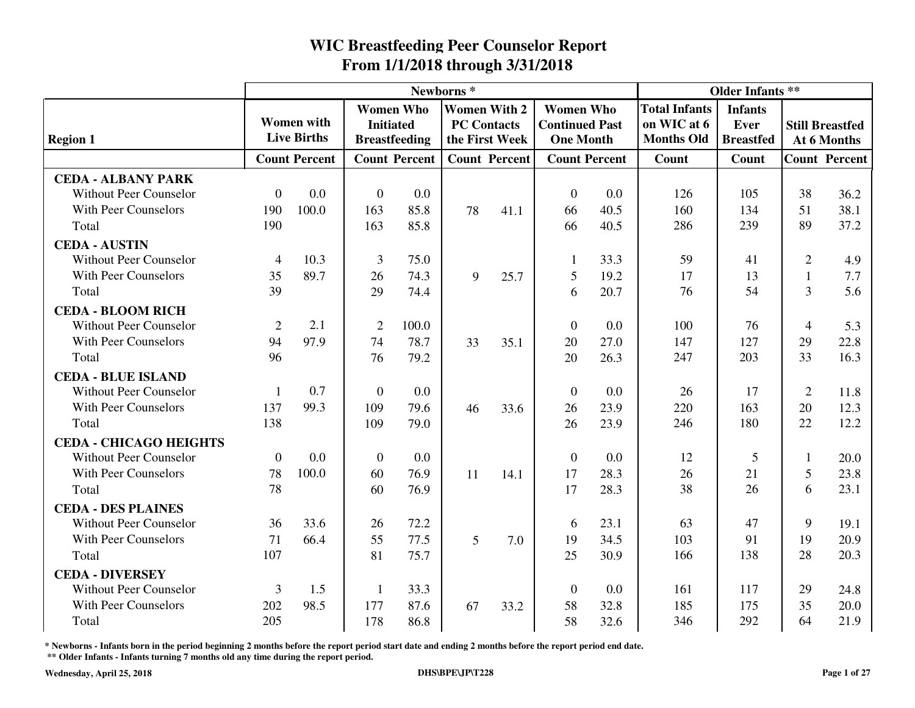# WIC Breastfeeding Peer Counselor Report

## From 1/1/2018 through 3/31/2018

| Region 1 | Newborns * | | | | | | | | Older Infants ** | | | |
|---|---|---|---|---|---|---|---|---|---|---|---|---|
| | Women with Live Births | | Women Who Initiated Breastfeeding | | Women With 2 PC Contacts the First Week | | Women Who Continued Past One Month | | Total Infants on WIC at 6 Months Old | Infants Ever Breastfed | Still Breastfed At 6 Months | |
| | Count | Percent | Count | Percent | Count | Percent | Count | Percent | Count | Count | Count | Percent |
| **CEDA - ALBANY PARK** | | | | | | | | | | | | |
| Without Peer Counselor | 0 | 0.0 | 0 | 0.0 | | | 0 | 0.0 | 126 | 105 | 38 | 36.2 |
| With Peer Counselors | 190 | 100.0 | 163 | 85.8 | 78 | 41.1 | 66 | 40.5 | 160 | 134 | 51 | 38.1 |
| Total | 190 | | 163 | 85.8 | | | 66 | 40.5 | 286 | 239 | 89 | 37.2 |
| **CEDA - AUSTIN** | | | | | | | | | | | | |
| Without Peer Counselor | 4 | 10.3 | 3 | 75.0 | | | 1 | 33.3 | 59 | 41 | 2 | 4.9 |
| With Peer Counselors | 35 | 89.7 | 26 | 74.3 | 9 | 25.7 | 5 | 19.2 | 17 | 13 | 1 | 7.7 |
| Total | 39 | | 29 | 74.4 | | | 6 | 20.7 | 76 | 54 | 3 | 5.6 |
| **CEDA - BLOOM RICH** | | | | | | | | | | | | |
| Without Peer Counselor | 2 | 2.1 | 2 | 100.0 | | | 0 | 0.0 | 100 | 76 | 4 | 5.3 |
| With Peer Counselors | 94 | 97.9 | 74 | 78.7 | 33 | 35.1 | 20 | 27.0 | 147 | 127 | 29 | 22.8 |
| Total | 96 | | 76 | 79.2 | | | 20 | 26.3 | 247 | 203 | 33 | 16.3 |
| **CEDA - BLUE ISLAND** | | | | | | | | | | | | |
| Without Peer Counselor | 1 | 0.7 | 0 | 0.0 | | | 0 | 0.0 | 26 | 17 | 2 | 11.8 |
| With Peer Counselors | 137 | 99.3 | 109 | 79.6 | 46 | 33.6 | 26 | 23.9 | 220 | 163 | 20 | 12.3 |
| Total | 138 | | 109 | 79.0 | | | 26 | 23.9 | 246 | 180 | 22 | 12.2 |
| **CEDA - CHICAGO HEIGHTS** | | | | | | | | | | | | |
| Without Peer Counselor | 0 | 0.0 | 0 | 0.0 | | | 0 | 0.0 | 12 | 5 | 1 | 20.0 |
| With Peer Counselors | 78 | 100.0 | 60 | 76.9 | 11 | 14.1 | 17 | 28.3 | 26 | 21 | 5 | 23.8 |
| Total | 78 | | 60 | 76.9 | | | 17 | 28.3 | 38 | 26 | 6 | 23.1 |
| **CEDA - DES PLAINES** | | | | | | | | | | | | |
| Without Peer Counselor | 36 | 33.6 | 26 | 72.2 | | | 6 | 23.1 | 63 | 47 | 9 | 19.1 |
| With Peer Counselors | 71 | 66.4 | 55 | 77.5 | 5 | 7.0 | 19 | 34.5 | 103 | 91 | 19 | 20.9 |
| Total | 107 | | 81 | 75.7 | | | 25 | 30.9 | 166 | 138 | 28 | 20.3 |
| **CEDA - DIVERSEY** | | | | | | | | | | | | |
| Without Peer Counselor | 3 | 1.5 | 1 | 33.3 | | | 0 | 0.0 | 161 | 117 | 29 | 24.8 |
| With Peer Counselors | 202 | 98.5 | 177 | 87.6 | 67 | 33.2 | 58 | 32.8 | 185 | 175 | 35 | 20.0 |
| Total | 205 | | 178 | 86.8 | | | 58 | 32.6 | 346 | 292 | 64 | 21.9 |

**\* Newborns - Infants born in the period beginning 2 months before the report period start date and ending 2 months before the report period end date.**

**\*\* Older Infants - Infants turning 7 months old any time during the report period.**

**Wednesday, April 25, 2018** **DHS\BPE\JP\T228**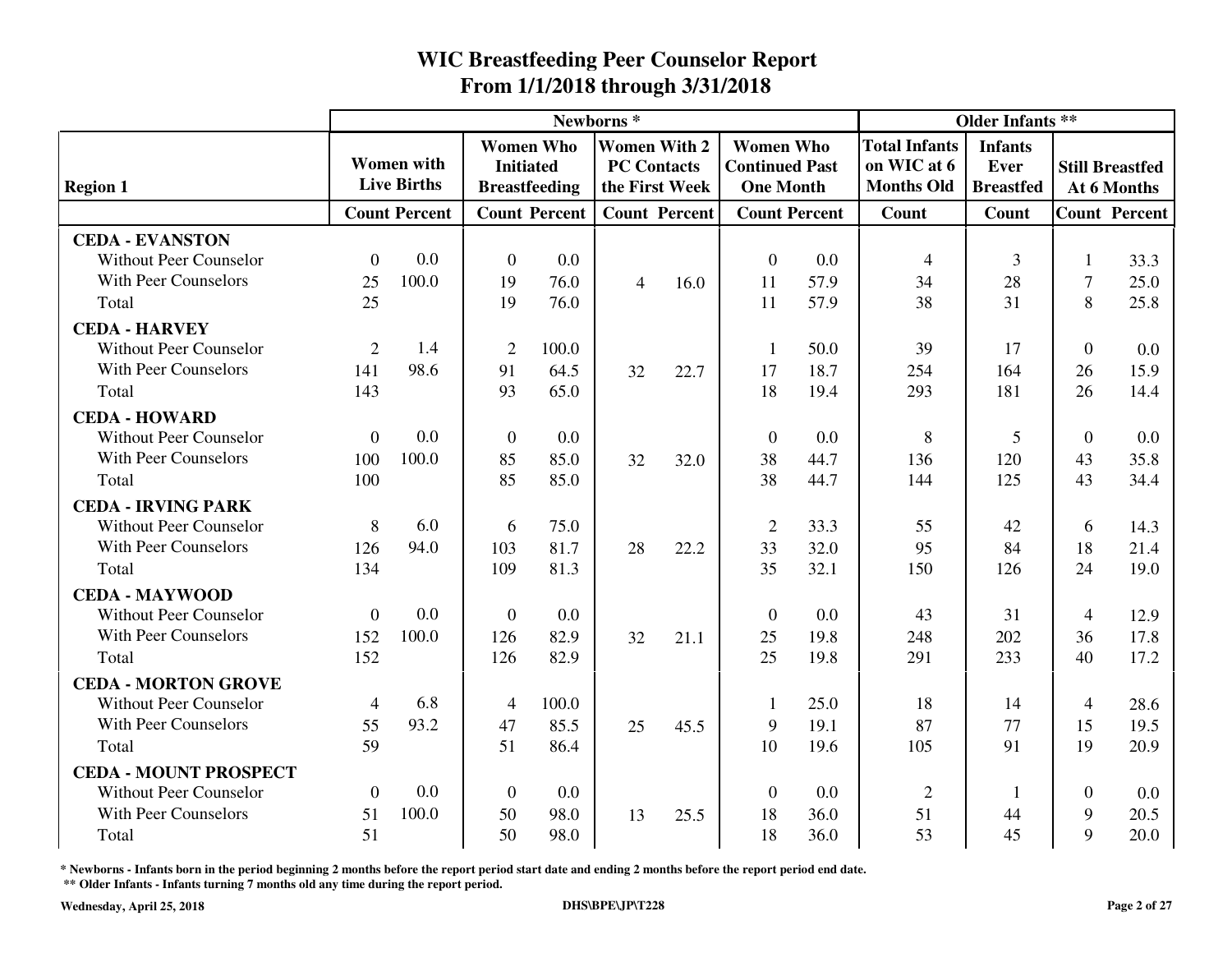# WIC Breastfeeding Peer Counselor Report
## From 1/1/2018 through 3/31/2018

| Region 1 | Newborns * | | | | | | | | Older Infants ** | | | |
|---|---|---|---|---|---|---|---|---|---|---|---|---|
| | Women with Live Births | | Women Who Initiated Breastfeeding | | Women With 2 PC Contacts the First Week | | Women Who Continued Past One Month | | Total Infants on WIC at 6 Months Old | Infants Ever Breastfed | Still Breastfed At 6 Months | |
| | Count | Percent | Count | Percent | Count | Percent | Count | Percent | Count | Count | Count | Percent |
| **CEDA - EVANSTON** | | | | | | | | | | | | |
| Without Peer Counselor | 0 | 0.0 | 0 | 0.0 | | | 0 | 0.0 | 4 | 3 | 1 | 33.3 |
| With Peer Counselors | 25 | 100.0 | 19 | 76.0 | 4 | 16.0 | 11 | 57.9 | 34 | 28 | 7 | 25.0 |
| Total | 25 | | 19 | 76.0 | | | 11 | 57.9 | 38 | 31 | 8 | 25.8 |
| **CEDA - HARVEY** | | | | | | | | | | | | |
| Without Peer Counselor | 2 | 1.4 | 2 | 100.0 | | | 1 | 50.0 | 39 | 17 | 0 | 0.0 |
| With Peer Counselors | 141 | 98.6 | 91 | 64.5 | 32 | 22.7 | 17 | 18.7 | 254 | 164 | 26 | 15.9 |
| Total | 143 | | 93 | 65.0 | | | 18 | 19.4 | 293 | 181 | 26 | 14.4 |
| **CEDA - HOWARD** | | | | | | | | | | | | |
| Without Peer Counselor | 0 | 0.0 | 0 | 0.0 | | | 0 | 0.0 | 8 | 5 | 0 | 0.0 |
| With Peer Counselors | 100 | 100.0 | 85 | 85.0 | 32 | 32.0 | 38 | 44.7 | 136 | 120 | 43 | 35.8 |
| Total | 100 | | 85 | 85.0 | | | 38 | 44.7 | 144 | 125 | 43 | 34.4 |
| **CEDA - IRVING PARK** | | | | | | | | | | | | |
| Without Peer Counselor | 8 | 6.0 | 6 | 75.0 | | | 2 | 33.3 | 55 | 42 | 6 | 14.3 |
| With Peer Counselors | 126 | 94.0 | 103 | 81.7 | 28 | 22.2 | 33 | 32.0 | 95 | 84 | 18 | 21.4 |
| Total | 134 | | 109 | 81.3 | | | 35 | 32.1 | 150 | 126 | 24 | 19.0 |
| **CEDA - MAYWOOD** | | | | | | | | | | | | |
| Without Peer Counselor | 0 | 0.0 | 0 | 0.0 | | | 0 | 0.0 | 43 | 31 | 4 | 12.9 |
| With Peer Counselors | 152 | 100.0 | 126 | 82.9 | 32 | 21.1 | 25 | 19.8 | 248 | 202 | 36 | 17.8 |
| Total | 152 | | 126 | 82.9 | | | 25 | 19.8 | 291 | 233 | 40 | 17.2 |
| **CEDA - MORTON GROVE** | | | | | | | | | | | | |
| Without Peer Counselor | 4 | 6.8 | 4 | 100.0 | | | 1 | 25.0 | 18 | 14 | 4 | 28.6 |
| With Peer Counselors | 55 | 93.2 | 47 | 85.5 | 25 | 45.5 | 9 | 19.1 | 87 | 77 | 15 | 19.5 |
| Total | 59 | | 51 | 86.4 | | | 10 | 19.6 | 105 | 91 | 19 | 20.9 |
| **CEDA - MOUNT PROSPECT** | | | | | | | | | | | | |
| Without Peer Counselor | 0 | 0.0 | 0 | 0.0 | | | 0 | 0.0 | 2 | 1 | 0 | 0.0 |
| With Peer Counselors | 51 | 100.0 | 50 | 98.0 | 13 | 25.5 | 18 | 36.0 | 51 | 44 | 9 | 20.5 |
| Total | 51 | | 50 | 98.0 | | | 18 | 36.0 | 53 | 45 | 9 | 20.0 |

**\* Newborns - Infants born in the period beginning 2 months before the report period start date and ending 2 months before the report period end date.**

**\*\* Older Infants - Infants turning 7 months old any time during the report period.**

**Wednesday, April 25, 2018** **DHS\BPE\JP\T228**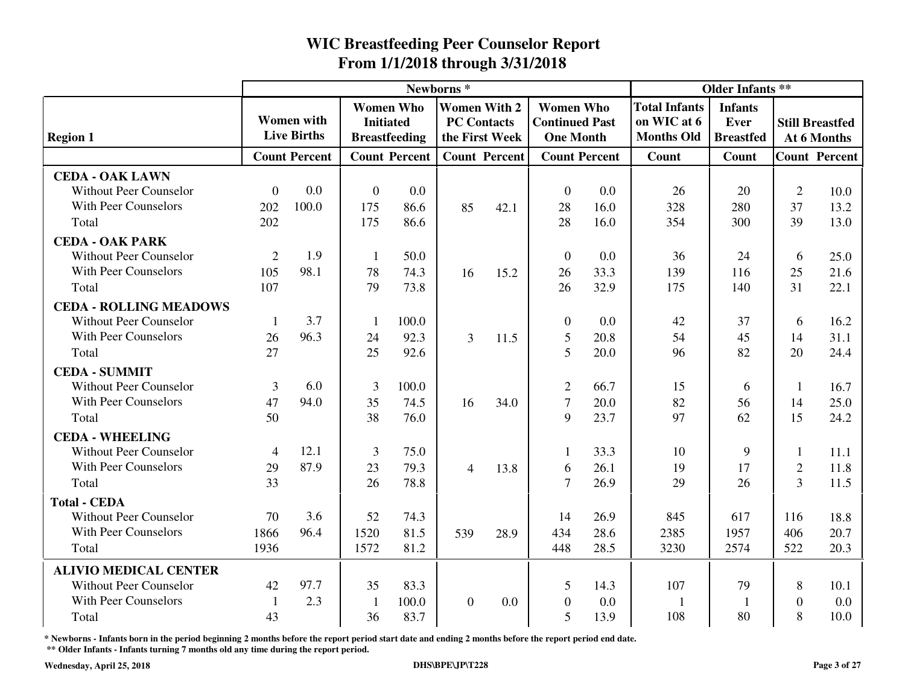# WIC Breastfeeding Peer Counselor Report

## From 1/1/2018 through 3/31/2018

| Region 1 | Newborns * | | | | | | | | Older Infants ** | | | |
|---|---|---|---|---|---|---|---|---|---|---|---|---|
| | Women with Live Births | | Women Who Initiated Breastfeeding | | Women With 2 PC Contacts the First Week | | Women Who Continued Past One Month | | Total Infants on WIC at 6 Months Old | Infants Ever Breastfed | Still Breastfed At 6 Months | |
| | Count | Percent | Count | Percent | Count | Percent | Count | Percent | Count | Count | Count | Percent |
| **CEDA - OAK LAWN** | | | | | | | | | | | | |
| Without Peer Counselor | 0 | 0.0 | 0 | 0.0 | | | 0 | 0.0 | 26 | 20 | 2 | 10.0 |
| With Peer Counselors | 202 | 100.0 | 175 | 86.6 | 85 | 42.1 | 28 | 16.0 | 328 | 280 | 37 | 13.2 |
| Total | 202 | | 175 | 86.6 | | | 28 | 16.0 | 354 | 300 | 39 | 13.0 |
| **CEDA - OAK PARK** | | | | | | | | | | | | |
| Without Peer Counselor | 2 | 1.9 | 1 | 50.0 | | | 0 | 0.0 | 36 | 24 | 6 | 25.0 |
| With Peer Counselors | 105 | 98.1 | 78 | 74.3 | 16 | 15.2 | 26 | 33.3 | 139 | 116 | 25 | 21.6 |
| Total | 107 | | 79 | 73.8 | | | 26 | 32.9 | 175 | 140 | 31 | 22.1 |
| **CEDA - ROLLING MEADOWS** | | | | | | | | | | | | |
| Without Peer Counselor | 1 | 3.7 | 1 | 100.0 | | | 0 | 0.0 | 42 | 37 | 6 | 16.2 |
| With Peer Counselors | 26 | 96.3 | 24 | 92.3 | 3 | 11.5 | 5 | 20.8 | 54 | 45 | 14 | 31.1 |
| Total | 27 | | 25 | 92.6 | | | 5 | 20.0 | 96 | 82 | 20 | 24.4 |
| **CEDA - SUMMIT** | | | | | | | | | | | | |
| Without Peer Counselor | 3 | 6.0 | 3 | 100.0 | | | 2 | 66.7 | 15 | 6 | 1 | 16.7 |
| With Peer Counselors | 47 | 94.0 | 35 | 74.5 | 16 | 34.0 | 7 | 20.0 | 82 | 56 | 14 | 25.0 |
| Total | 50 | | 38 | 76.0 | | | 9 | 23.7 | 97 | 62 | 15 | 24.2 |
| **CEDA - WHEELING** | | | | | | | | | | | | |
| Without Peer Counselor | 4 | 12.1 | 3 | 75.0 | | | 1 | 33.3 | 10 | 9 | 1 | 11.1 |
| With Peer Counselors | 29 | 87.9 | 23 | 79.3 | 4 | 13.8 | 6 | 26.1 | 19 | 17 | 2 | 11.8 |
| Total | 33 | | 26 | 78.8 | | | 7 | 26.9 | 29 | 26 | 3 | 11.5 |
| **Total - CEDA** | | | | | | | | | | | | |
| Without Peer Counselor | 70 | 3.6 | 52 | 74.3 | | | 14 | 26.9 | 845 | 617 | 116 | 18.8 |
| With Peer Counselors | 1866 | 96.4 | 1520 | 81.5 | 539 | 28.9 | 434 | 28.6 | 2385 | 1957 | 406 | 20.7 |
| Total | 1936 | | 1572 | 81.2 | | | 448 | 28.5 | 3230 | 2574 | 522 | 20.3 |
| **ALIVIO MEDICAL CENTER** | | | | | | | | | | | | |
| Without Peer Counselor | 42 | 97.7 | 35 | 83.3 | | | 5 | 14.3 | 107 | 79 | 8 | 10.1 |
| With Peer Counselors | 1 | 2.3 | 1 | 100.0 | 0 | 0.0 | 0 | 0.0 | 1 | 1 | 0 | 0.0 |
| Total | 43 | | 36 | 83.7 | | | 5 | 13.9 | 108 | 80 | 8 | 10.0 |

\* Newborns - Infants born in the period beginning 2 months before the report period start date and ending 2 months before the report period end date.

\*\* Older Infants - Infants turning 7 months old any time during the report period.

Wednesday, April 25, 2018 — DHS\BPE\JP\T228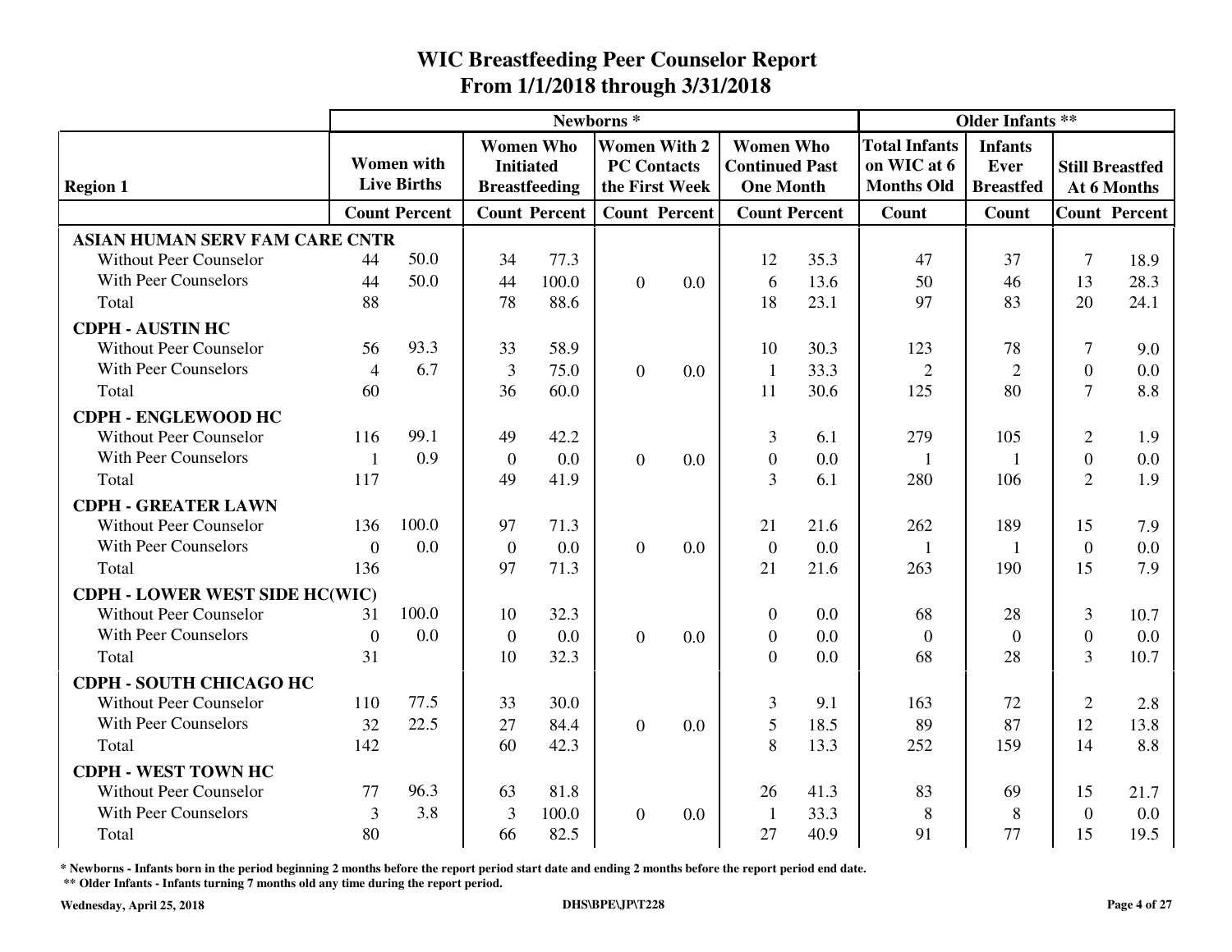# WIC Breastfeeding Peer Counselor Report
## From 1/1/2018 through 3/31/2018

| Region 1 | Newborns * | | | | | | | | Older Infants ** | | | |
|---|---|---|---|---|---|---|---|---|---|---|---|---|
| | Women with Live Births | | Women Who Initiated Breastfeeding | | Women With 2 PC Contacts the First Week | | Women Who Continued Past One Month | | Total Infants on WIC at 6 Months Old | Infants Ever Breastfed | Still Breastfed At 6 Months | |
| | Count | Percent | Count | Percent | Count | Percent | Count | Percent | Count | Count | Count | Percent |
| **ASIAN HUMAN SERV FAM CARE CNTR** | | | | | | | | | | | | |
| Without Peer Counselor | 44 | 50.0 | 34 | 77.3 | | | 12 | 35.3 | 47 | 37 | 7 | 18.9 |
| With Peer Counselors | 44 | 50.0 | 44 | 100.0 | 0 | 0.0 | 6 | 13.6 | 50 | 46 | 13 | 28.3 |
| Total | 88 | | 78 | 88.6 | | | 18 | 23.1 | 97 | 83 | 20 | 24.1 |
| **CDPH - AUSTIN HC** | | | | | | | | | | | | |
| Without Peer Counselor | 56 | 93.3 | 33 | 58.9 | | | 10 | 30.3 | 123 | 78 | 7 | 9.0 |
| With Peer Counselors | 4 | 6.7 | 3 | 75.0 | 0 | 0.0 | 1 | 33.3 | 2 | 2 | 0 | 0.0 |
| Total | 60 | | 36 | 60.0 | | | 11 | 30.6 | 125 | 80 | 7 | 8.8 |
| **CDPH - ENGLEWOOD HC** | | | | | | | | | | | | |
| Without Peer Counselor | 116 | 99.1 | 49 | 42.2 | | | 3 | 6.1 | 279 | 105 | 2 | 1.9 |
| With Peer Counselors | 1 | 0.9 | 0 | 0.0 | 0 | 0.0 | 0 | 0.0 | 1 | 1 | 0 | 0.0 |
| Total | 117 | | 49 | 41.9 | | | 3 | 6.1 | 280 | 106 | 2 | 1.9 |
| **CDPH - GREATER LAWN** | | | | | | | | | | | | |
| Without Peer Counselor | 136 | 100.0 | 97 | 71.3 | | | 21 | 21.6 | 262 | 189 | 15 | 7.9 |
| With Peer Counselors | 0 | 0.0 | 0 | 0.0 | 0 | 0.0 | 0 | 0.0 | 1 | 1 | 0 | 0.0 |
| Total | 136 | | 97 | 71.3 | | | 21 | 21.6 | 263 | 190 | 15 | 7.9 |
| **CDPH - LOWER WEST SIDE HC(WIC)** | | | | | | | | | | | | |
| Without Peer Counselor | 31 | 100.0 | 10 | 32.3 | | | 0 | 0.0 | 68 | 28 | 3 | 10.7 |
| With Peer Counselors | 0 | 0.0 | 0 | 0.0 | 0 | 0.0 | 0 | 0.0 | 0 | 0 | 0 | 0.0 |
| Total | 31 | | 10 | 32.3 | | | 0 | 0.0 | 68 | 28 | 3 | 10.7 |
| **CDPH - SOUTH CHICAGO HC** | | | | | | | | | | | | |
| Without Peer Counselor | 110 | 77.5 | 33 | 30.0 | | | 3 | 9.1 | 163 | 72 | 2 | 2.8 |
| With Peer Counselors | 32 | 22.5 | 27 | 84.4 | 0 | 0.0 | 5 | 18.5 | 89 | 87 | 12 | 13.8 |
| Total | 142 | | 60 | 42.3 | | | 8 | 13.3 | 252 | 159 | 14 | 8.8 |
| **CDPH - WEST TOWN HC** | | | | | | | | | | | | |
| Without Peer Counselor | 77 | 96.3 | 63 | 81.8 | | | 26 | 41.3 | 83 | 69 | 15 | 21.7 |
| With Peer Counselors | 3 | 3.8 | 3 | 100.0 | 0 | 0.0 | 1 | 33.3 | 8 | 8 | 0 | 0.0 |
| Total | 80 | | 66 | 82.5 | | | 27 | 40.9 | 91 | 77 | 15 | 19.5 |

\* Newborns - Infants born in the period beginning 2 months before the report period start date and ending 2 months before the report period end date.

\*\* Older Infants - Infants turning 7 months old any time during the report period.

Wednesday, April 25, 2018 DHS\BPE\JP\T228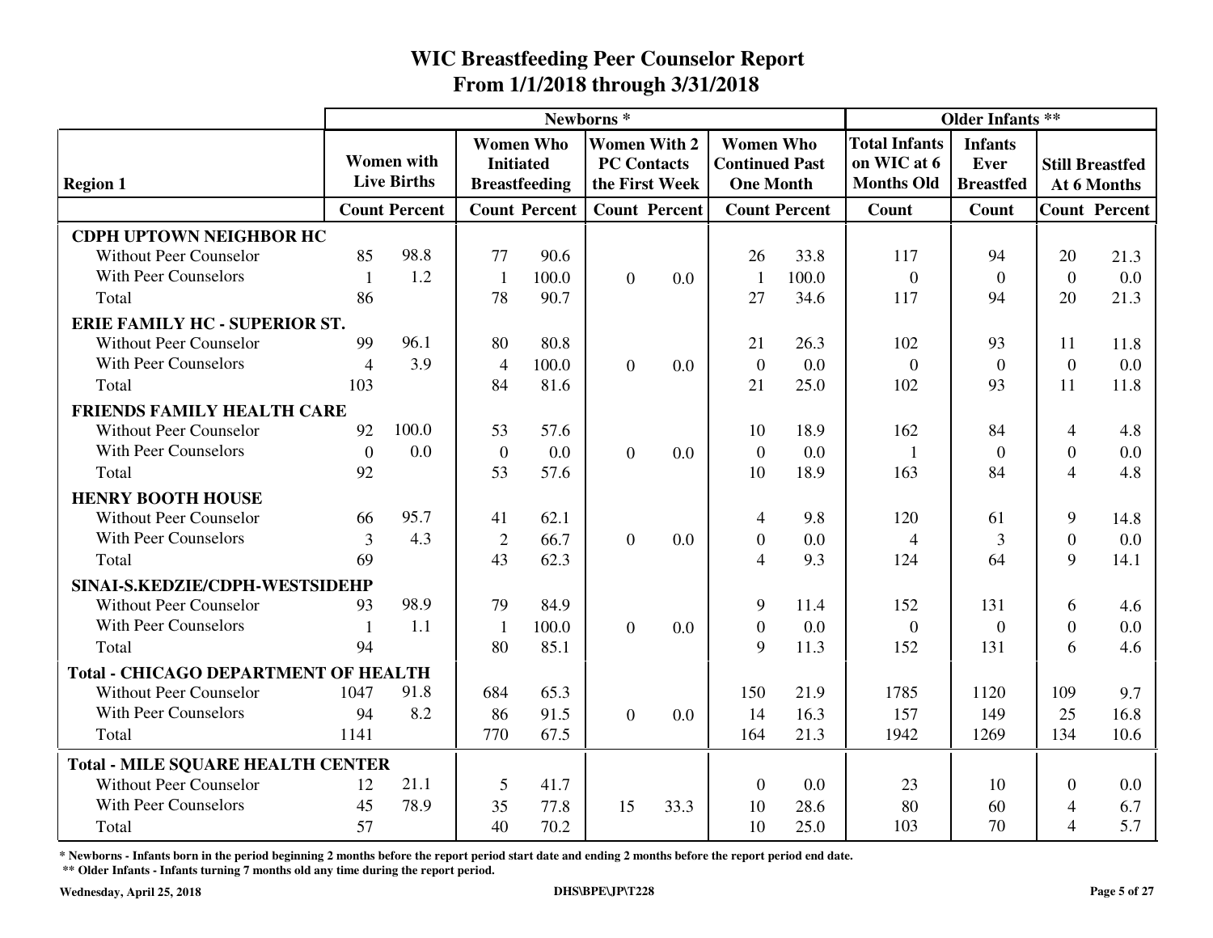# WIC Breastfeeding Peer Counselor Report
## From 1/1/2018 through 3/31/2018

| Region 1 | Newborns * | | | | | | | | Older Infants ** | | | |
|---|---|---|---|---|---|---|---|---|---|---|---|---|
| | Women with Live Births | | Women Who Initiated Breastfeeding | | Women With 2 PC Contacts the First Week | | Women Who Continued Past One Month | | Total Infants on WIC at 6 Months Old | Infants Ever Breastfed | Still Breastfed At 6 Months | |
| | Count | Percent | Count | Percent | Count | Percent | Count | Percent | Count | Count | Count | Percent |
| **CDPH UPTOWN NEIGHBOR HC** | | | | | | | | | | | | |
| Without Peer Counselor | 85 | 98.8 | 77 | 90.6 | | | 26 | 33.8 | 117 | 94 | 20 | 21.3 |
| With Peer Counselors | 1 | 1.2 | 1 | 100.0 | 0 | 0.0 | 1 | 100.0 | 0 | 0 | 0 | 0.0 |
| Total | 86 | | 78 | 90.7 | | | 27 | 34.6 | 117 | 94 | 20 | 21.3 |
| **ERIE FAMILY HC - SUPERIOR ST.** | | | | | | | | | | | | |
| Without Peer Counselor | 99 | 96.1 | 80 | 80.8 | | | 21 | 26.3 | 102 | 93 | 11 | 11.8 |
| With Peer Counselors | 4 | 3.9 | 4 | 100.0 | 0 | 0.0 | 0 | 0.0 | 0 | 0 | 0 | 0.0 |
| Total | 103 | | 84 | 81.6 | | | 21 | 25.0 | 102 | 93 | 11 | 11.8 |
| **FRIENDS FAMILY HEALTH CARE** | | | | | | | | | | | | |
| Without Peer Counselor | 92 | 100.0 | 53 | 57.6 | | | 10 | 18.9 | 162 | 84 | 4 | 4.8 |
| With Peer Counselors | 0 | 0.0 | 0 | 0.0 | 0 | 0.0 | 0 | 0.0 | 1 | 0 | 0 | 0.0 |
| Total | 92 | | 53 | 57.6 | | | 10 | 18.9 | 163 | 84 | 4 | 4.8 |
| **HENRY BOOTH HOUSE** | | | | | | | | | | | | |
| Without Peer Counselor | 66 | 95.7 | 41 | 62.1 | | | 4 | 9.8 | 120 | 61 | 9 | 14.8 |
| With Peer Counselors | 3 | 4.3 | 2 | 66.7 | 0 | 0.0 | 0 | 0.0 | 4 | 3 | 0 | 0.0 |
| Total | 69 | | 43 | 62.3 | | | 4 | 9.3 | 124 | 64 | 9 | 14.1 |
| **SINAI-S.KEDZIE/CDPH-WESTSIDEHP** | | | | | | | | | | | | |
| Without Peer Counselor | 93 | 98.9 | 79 | 84.9 | | | 9 | 11.4 | 152 | 131 | 6 | 4.6 |
| With Peer Counselors | 1 | 1.1 | 1 | 100.0 | 0 | 0.0 | 0 | 0.0 | 0 | 0 | 0 | 0.0 |
| Total | 94 | | 80 | 85.1 | | | 9 | 11.3 | 152 | 131 | 6 | 4.6 |
| **Total - CHICAGO DEPARTMENT OF HEALTH** | | | | | | | | | | | | |
| Without Peer Counselor | 1047 | 91.8 | 684 | 65.3 | | | 150 | 21.9 | 1785 | 1120 | 109 | 9.7 |
| With Peer Counselors | 94 | 8.2 | 86 | 91.5 | 0 | 0.0 | 14 | 16.3 | 157 | 149 | 25 | 16.8 |
| Total | 1141 | | 770 | 67.5 | | | 164 | 21.3 | 1942 | 1269 | 134 | 10.6 |
| **Total - MILE SQUARE HEALTH CENTER** | | | | | | | | | | | | |
| Without Peer Counselor | 12 | 21.1 | 5 | 41.7 | | | 0 | 0.0 | 23 | 10 | 0 | 0.0 |
| With Peer Counselors | 45 | 78.9 | 35 | 77.8 | 15 | 33.3 | 10 | 28.6 | 80 | 60 | 4 | 6.7 |
| Total | 57 | | 40 | 70.2 | | | 10 | 25.0 | 103 | 70 | 4 | 5.7 |

**\* Newborns - Infants born in the period beginning 2 months before the report period start date and ending 2 months before the report period end date.**

**\*\* Older Infants - Infants turning 7 months old any time during the report period.**

**Wednesday, April 25, 2018** **DHS\BPE\JP\T228**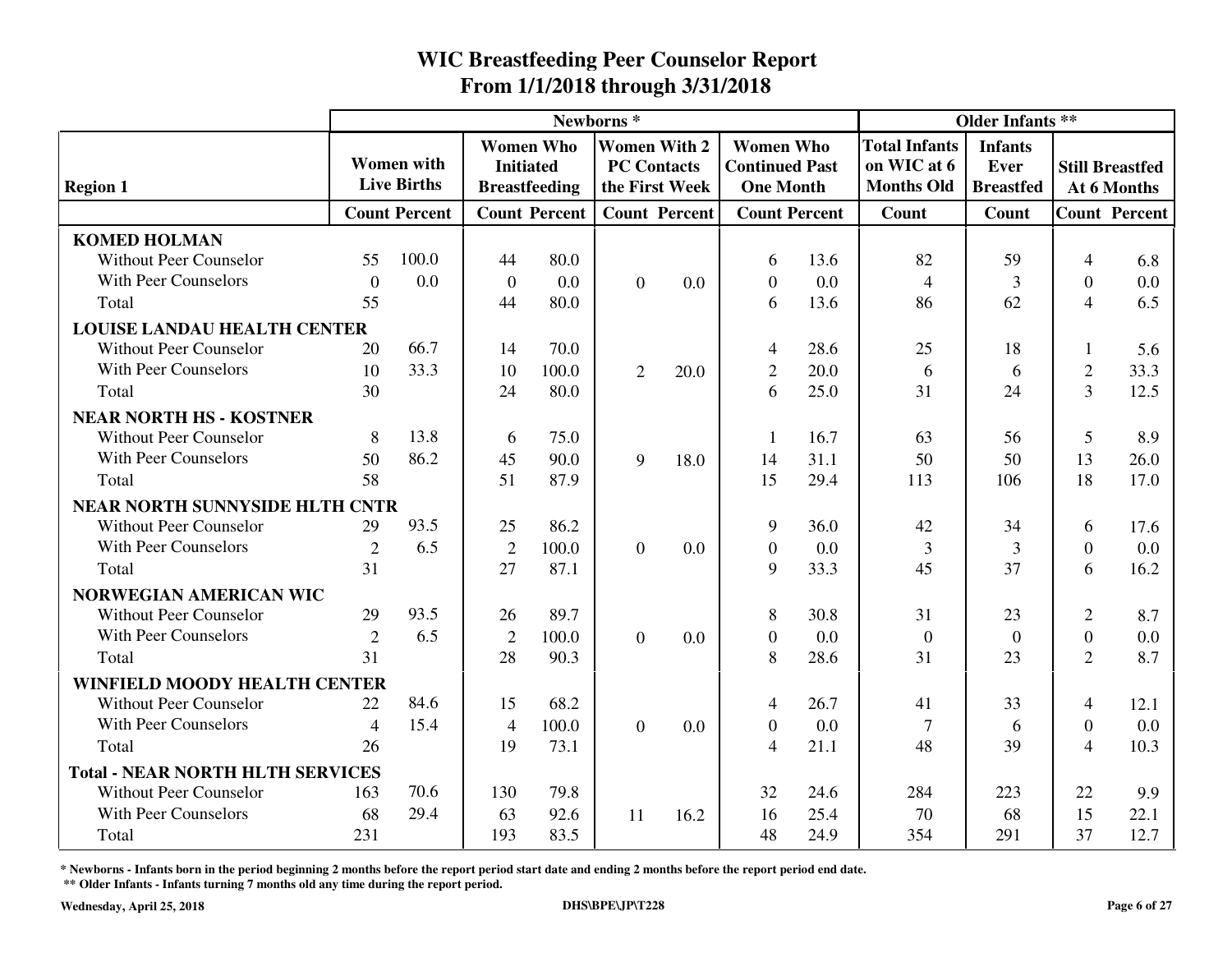# WIC Breastfeeding Peer Counselor Report
## From 1/1/2018 through 3/31/2018

| Region 1 | Newborns * | | | | | | | | Older Infants ** | | | |
|---|---|---|---|---|---|---|---|---|---|---|---|---|
| | Women with Live Births | | Women Who Initiated Breastfeeding | | Women With 2 PC Contacts the First Week | | Women Who Continued Past One Month | | Total Infants on WIC at 6 Months Old | Infants Ever Breastfed | Still Breastfed At 6 Months | |
| | Count | Percent | Count | Percent | Count | Percent | Count | Percent | Count | Count | Count | Percent |
| **KOMED HOLMAN** | | | | | | | | | | | | |
| Without Peer Counselor | 55 | 100.0 | 44 | 80.0 | | | 6 | 13.6 | 82 | 59 | 4 | 6.8 |
| With Peer Counselors | 0 | 0.0 | 0 | 0.0 | 0 | 0.0 | 0 | 0.0 | 4 | 3 | 0 | 0.0 |
| Total | 55 | | 44 | 80.0 | | | 6 | 13.6 | 86 | 62 | 4 | 6.5 |
| **LOUISE LANDAU HEALTH CENTER** | | | | | | | | | | | | |
| Without Peer Counselor | 20 | 66.7 | 14 | 70.0 | | | 4 | 28.6 | 25 | 18 | 1 | 5.6 |
| With Peer Counselors | 10 | 33.3 | 10 | 100.0 | 2 | 20.0 | 2 | 20.0 | 6 | 6 | 2 | 33.3 |
| Total | 30 | | 24 | 80.0 | | | 6 | 25.0 | 31 | 24 | 3 | 12.5 |
| **NEAR NORTH HS - KOSTNER** | | | | | | | | | | | | |
| Without Peer Counselor | 8 | 13.8 | 6 | 75.0 | | | 1 | 16.7 | 63 | 56 | 5 | 8.9 |
| With Peer Counselors | 50 | 86.2 | 45 | 90.0 | 9 | 18.0 | 14 | 31.1 | 50 | 50 | 13 | 26.0 |
| Total | 58 | | 51 | 87.9 | | | 15 | 29.4 | 113 | 106 | 18 | 17.0 |
| **NEAR NORTH SUNNYSIDE HLTH CNTR** | | | | | | | | | | | | |
| Without Peer Counselor | 29 | 93.5 | 25 | 86.2 | | | 9 | 36.0 | 42 | 34 | 6 | 17.6 |
| With Peer Counselors | 2 | 6.5 | 2 | 100.0 | 0 | 0.0 | 0 | 0.0 | 3 | 3 | 0 | 0.0 |
| Total | 31 | | 27 | 87.1 | | | 9 | 33.3 | 45 | 37 | 6 | 16.2 |
| **NORWEGIAN AMERICAN WIC** | | | | | | | | | | | | |
| Without Peer Counselor | 29 | 93.5 | 26 | 89.7 | | | 8 | 30.8 | 31 | 23 | 2 | 8.7 |
| With Peer Counselors | 2 | 6.5 | 2 | 100.0 | 0 | 0.0 | 0 | 0.0 | 0 | 0 | 0 | 0.0 |
| Total | 31 | | 28 | 90.3 | | | 8 | 28.6 | 31 | 23 | 2 | 8.7 |
| **WINFIELD MOODY HEALTH CENTER** | | | | | | | | | | | | |
| Without Peer Counselor | 22 | 84.6 | 15 | 68.2 | | | 4 | 26.7 | 41 | 33 | 4 | 12.1 |
| With Peer Counselors | 4 | 15.4 | 4 | 100.0 | 0 | 0.0 | 0 | 0.0 | 7 | 6 | 0 | 0.0 |
| Total | 26 | | 19 | 73.1 | | | 4 | 21.1 | 48 | 39 | 4 | 10.3 |
| **Total - NEAR NORTH HLTH SERVICES** | | | | | | | | | | | | |
| Without Peer Counselor | 163 | 70.6 | 130 | 79.8 | | | 32 | 24.6 | 284 | 223 | 22 | 9.9 |
| With Peer Counselors | 68 | 29.4 | 63 | 92.6 | 11 | 16.2 | 16 | 25.4 | 70 | 68 | 15 | 22.1 |
| Total | 231 | | 193 | 83.5 | | | 48 | 24.9 | 354 | 291 | 37 | 12.7 |

**\* Newborns - Infants born in the period beginning 2 months before the report period start date and ending 2 months before the report period end date.**

**\*\* Older Infants - Infants turning 7 months old any time during the report period.**

**Wednesday, April 25, 2018** **DHS\BPE\JP\T228**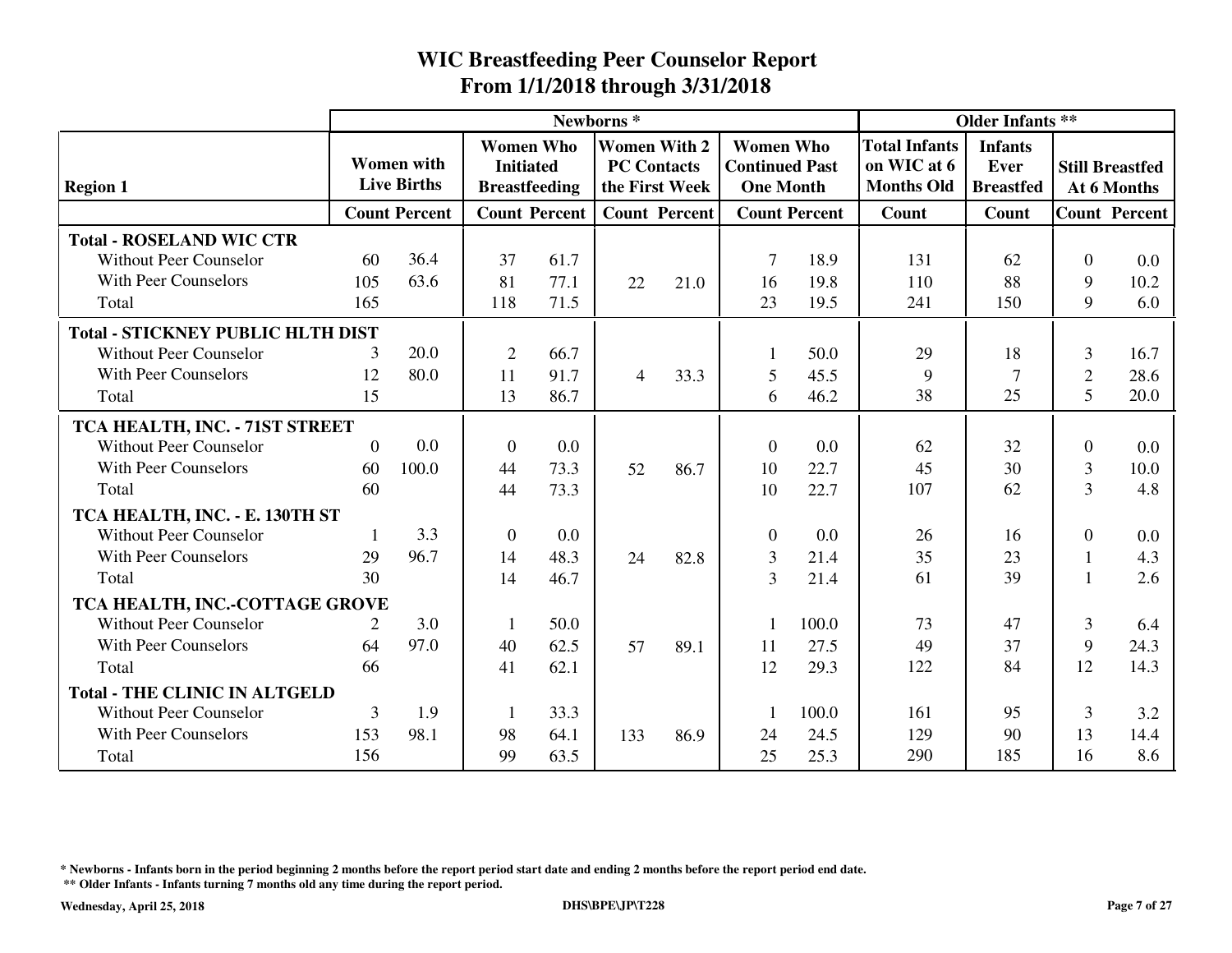# WIC Breastfeeding Peer Counselor Report

## From 1/1/2018 through 3/31/2018

| Region 1 | Newborns * | | | | | | | | Older Infants ** | | | |
|---|---|---|---|---|---|---|---|---|---|---|---|---|
| | Women with Live Births | | Women Who Initiated Breastfeeding | | Women With 2 PC Contacts the First Week | | Women Who Continued Past One Month | | Total Infants on WIC at 6 Months Old | Infants Ever Breastfed | Still Breastfed At 6 Months | |
| | Count | Percent | Count | Percent | Count | Percent | Count | Percent | Count | Count | Count | Percent |
| **Total - ROSELAND WIC CTR** | | | | | | | | | | | | |
| Without Peer Counselor | 60 | 36.4 | 37 | 61.7 | | | 7 | 18.9 | 131 | 62 | 0 | 0.0 |
| With Peer Counselors | 105 | 63.6 | 81 | 77.1 | 22 | 21.0 | 16 | 19.8 | 110 | 88 | 9 | 10.2 |
| Total | 165 | | 118 | 71.5 | | | 23 | 19.5 | 241 | 150 | 9 | 6.0 |
| **Total - STICKNEY PUBLIC HLTH DIST** | | | | | | | | | | | | |
| Without Peer Counselor | 3 | 20.0 | 2 | 66.7 | | | 1 | 50.0 | 29 | 18 | 3 | 16.7 |
| With Peer Counselors | 12 | 80.0 | 11 | 91.7 | 4 | 33.3 | 5 | 45.5 | 9 | 7 | 2 | 28.6 |
| Total | 15 | | 13 | 86.7 | | | 6 | 46.2 | 38 | 25 | 5 | 20.0 |
| **TCA HEALTH, INC. - 71ST STREET** | | | | | | | | | | | | |
| Without Peer Counselor | 0 | 0.0 | 0 | 0.0 | | | 0 | 0.0 | 62 | 32 | 0 | 0.0 |
| With Peer Counselors | 60 | 100.0 | 44 | 73.3 | 52 | 86.7 | 10 | 22.7 | 45 | 30 | 3 | 10.0 |
| Total | 60 | | 44 | 73.3 | | | 10 | 22.7 | 107 | 62 | 3 | 4.8 |
| **TCA HEALTH, INC. - E. 130TH ST** | | | | | | | | | | | | |
| Without Peer Counselor | 1 | 3.3 | 0 | 0.0 | | | 0 | 0.0 | 26 | 16 | 0 | 0.0 |
| With Peer Counselors | 29 | 96.7 | 14 | 48.3 | 24 | 82.8 | 3 | 21.4 | 35 | 23 | 1 | 4.3 |
| Total | 30 | | 14 | 46.7 | | | 3 | 21.4 | 61 | 39 | 1 | 2.6 |
| **TCA HEALTH, INC.-COTTAGE GROVE** | | | | | | | | | | | | |
| Without Peer Counselor | 2 | 3.0 | 1 | 50.0 | | | 1 | 100.0 | 73 | 47 | 3 | 6.4 |
| With Peer Counselors | 64 | 97.0 | 40 | 62.5 | 57 | 89.1 | 11 | 27.5 | 49 | 37 | 9 | 24.3 |
| Total | 66 | | 41 | 62.1 | | | 12 | 29.3 | 122 | 84 | 12 | 14.3 |
| **Total - THE CLINIC IN ALTGELD** | | | | | | | | | | | | |
| Without Peer Counselor | 3 | 1.9 | 1 | 33.3 | | | 1 | 100.0 | 161 | 95 | 3 | 3.2 |
| With Peer Counselors | 153 | 98.1 | 98 | 64.1 | 133 | 86.9 | 24 | 24.5 | 129 | 90 | 13 | 14.4 |
| Total | 156 | | 99 | 63.5 | | | 25 | 25.3 | 290 | 185 | 16 | 8.6 |

**\* Newborns - Infants born in the period beginning 2 months before the report period start date and ending 2 months before the report period end date.**

**\*\* Older Infants - Infants turning 7 months old any time during the report period.**

**Wednesday, April 25, 2018** | **DHS\BPE\JP\T228**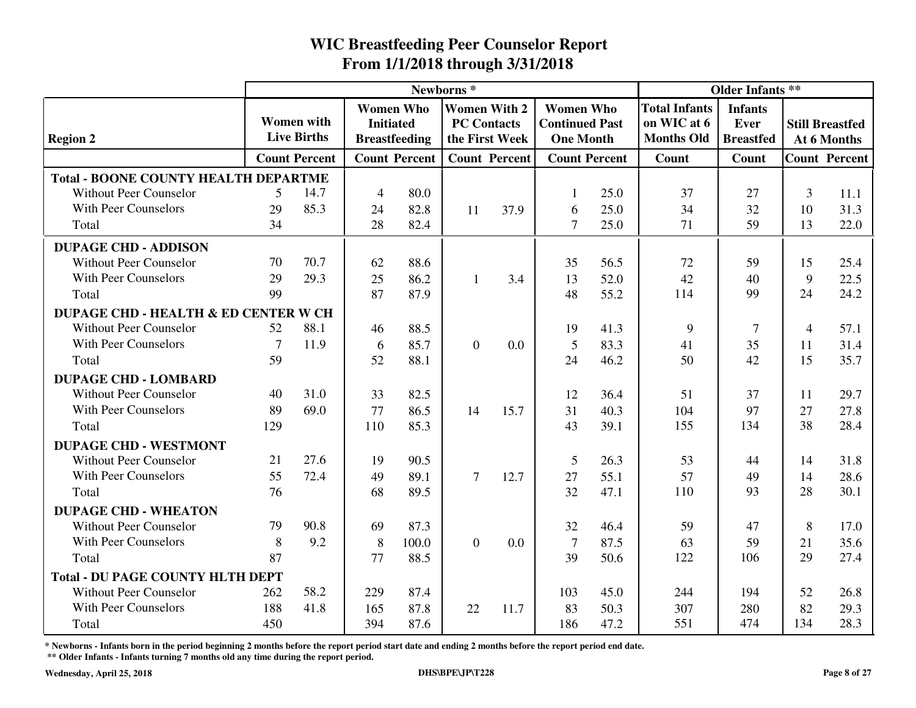# WIC Breastfeeding Peer Counselor Report
## From 1/1/2018 through 3/31/2018

| Region 2 | Newborns * | | | | | | | | Older Infants ** | | | |
|---|---|---|---|---|---|---|---|---|---|---|---|---|
| | Women with Live Births | | Women Who Initiated Breastfeeding | | Women With 2 PC Contacts the First Week | | Women Who Continued Past One Month | | Total Infants on WIC at 6 Months Old | Infants Ever Breastfed | Still Breastfed At 6 Months | |
| | Count | Percent | Count | Percent | Count | Percent | Count | Percent | Count | Count | Count | Percent |
| **Total - BOONE COUNTY HEALTH DEPARTME** | | | | | | | | | | | | |
| Without Peer Counselor | 5 | 14.7 | 4 | 80.0 | | | 1 | 25.0 | 37 | 27 | 3 | 11.1 |
| With Peer Counselors | 29 | 85.3 | 24 | 82.8 | 11 | 37.9 | 6 | 25.0 | 34 | 32 | 10 | 31.3 |
| Total | 34 | | 28 | 82.4 | | | 7 | 25.0 | 71 | 59 | 13 | 22.0 |
| **DUPAGE CHD - ADDISON** | | | | | | | | | | | | |
| Without Peer Counselor | 70 | 70.7 | 62 | 88.6 | | | 35 | 56.5 | 72 | 59 | 15 | 25.4 |
| With Peer Counselors | 29 | 29.3 | 25 | 86.2 | 1 | 3.4 | 13 | 52.0 | 42 | 40 | 9 | 22.5 |
| Total | 99 | | 87 | 87.9 | | | 48 | 55.2 | 114 | 99 | 24 | 24.2 |
| **DUPAGE CHD - HEALTH & ED CENTER W CH** | | | | | | | | | | | | |
| Without Peer Counselor | 52 | 88.1 | 46 | 88.5 | | | 19 | 41.3 | 9 | 7 | 4 | 57.1 |
| With Peer Counselors | 7 | 11.9 | 6 | 85.7 | 0 | 0.0 | 5 | 83.3 | 41 | 35 | 11 | 31.4 |
| Total | 59 | | 52 | 88.1 | | | 24 | 46.2 | 50 | 42 | 15 | 35.7 |
| **DUPAGE CHD - LOMBARD** | | | | | | | | | | | | |
| Without Peer Counselor | 40 | 31.0 | 33 | 82.5 | | | 12 | 36.4 | 51 | 37 | 11 | 29.7 |
| With Peer Counselors | 89 | 69.0 | 77 | 86.5 | 14 | 15.7 | 31 | 40.3 | 104 | 97 | 27 | 27.8 |
| Total | 129 | | 110 | 85.3 | | | 43 | 39.1 | 155 | 134 | 38 | 28.4 |
| **DUPAGE CHD - WESTMONT** | | | | | | | | | | | | |
| Without Peer Counselor | 21 | 27.6 | 19 | 90.5 | | | 5 | 26.3 | 53 | 44 | 14 | 31.8 |
| With Peer Counselors | 55 | 72.4 | 49 | 89.1 | 7 | 12.7 | 27 | 55.1 | 57 | 49 | 14 | 28.6 |
| Total | 76 | | 68 | 89.5 | | | 32 | 47.1 | 110 | 93 | 28 | 30.1 |
| **DUPAGE CHD - WHEATON** | | | | | | | | | | | | |
| Without Peer Counselor | 79 | 90.8 | 69 | 87.3 | | | 32 | 46.4 | 59 | 47 | 8 | 17.0 |
| With Peer Counselors | 8 | 9.2 | 8 | 100.0 | 0 | 0.0 | 7 | 87.5 | 63 | 59 | 21 | 35.6 |
| Total | 87 | | 77 | 88.5 | | | 39 | 50.6 | 122 | 106 | 29 | 27.4 |
| **Total - DU PAGE COUNTY HLTH DEPT** | | | | | | | | | | | | |
| Without Peer Counselor | 262 | 58.2 | 229 | 87.4 | | | 103 | 45.0 | 244 | 194 | 52 | 26.8 |
| With Peer Counselors | 188 | 41.8 | 165 | 87.8 | 22 | 11.7 | 83 | 50.3 | 307 | 280 | 82 | 29.3 |
| Total | 450 | | 394 | 87.6 | | | 186 | 47.2 | 551 | 474 | 134 | 28.3 |

**\* Newborns - Infants born in the period beginning 2 months before the report period start date and ending 2 months before the report period end date.**

**\*\* Older Infants - Infants turning 7 months old any time during the report period.**

**Wednesday, April 25, 2018** **DHS\BPE\JP\T228**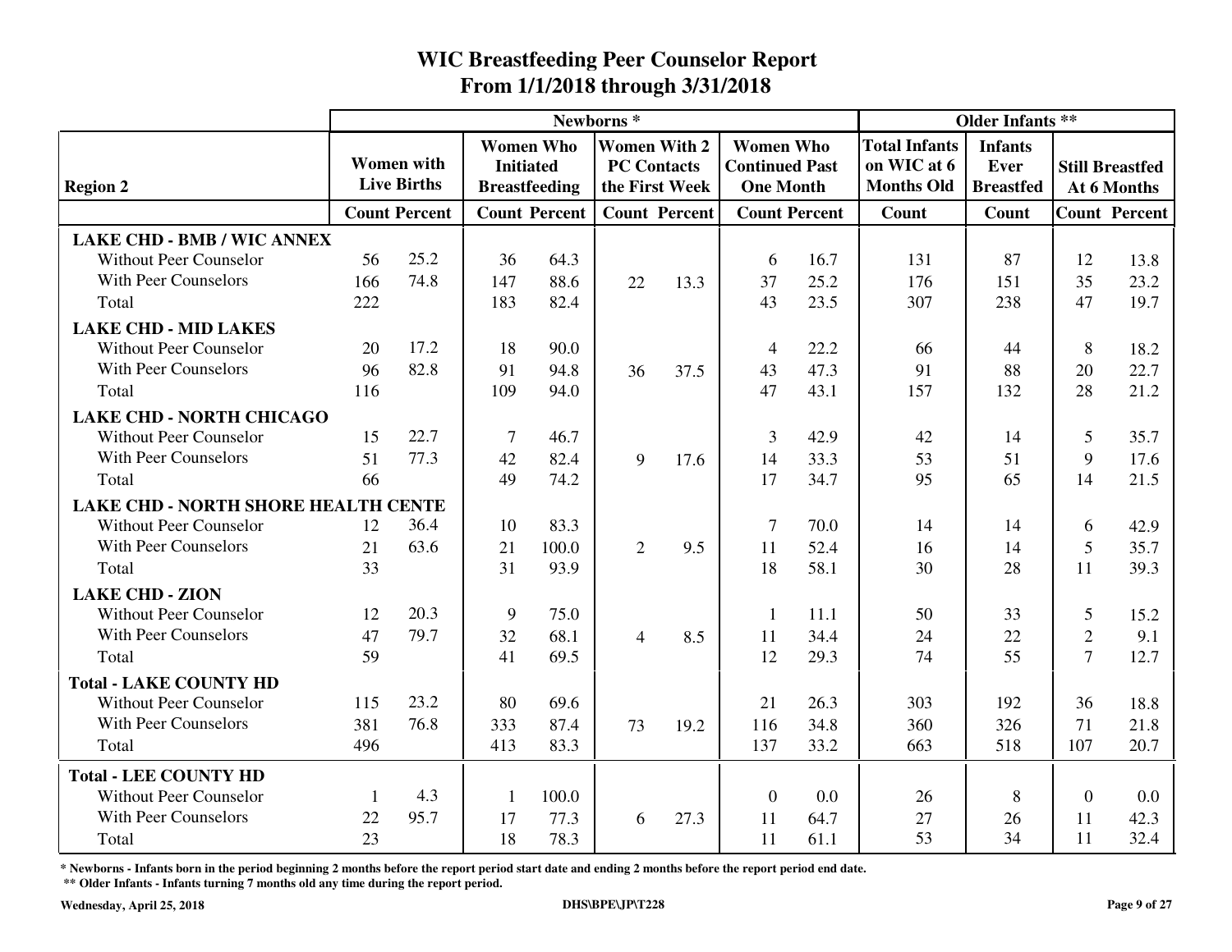# WIC Breastfeeding Peer Counselor Report
## From 1/1/2018 through 3/31/2018

| Region 2 | Newborns * | | | | | | | | Older Infants ** | | | |
|---|---|---|---|---|---|---|---|---|---|---|---|---|
| | Women with Live Births | | Women Who Initiated Breastfeeding | | Women With 2 PC Contacts the First Week | | Women Who Continued Past One Month | | Total Infants on WIC at 6 Months Old | Infants Ever Breastfed | Still Breastfed At 6 Months | |
| | Count | Percent | Count | Percent | Count | Percent | Count | Percent | Count | Count | Count | Percent |
| **LAKE CHD - BMB / WIC ANNEX** | | | | | | | | | | | | |
| Without Peer Counselor | 56 | 25.2 | 36 | 64.3 | | | 6 | 16.7 | 131 | 87 | 12 | 13.8 |
| With Peer Counselors | 166 | 74.8 | 147 | 88.6 | 22 | 13.3 | 37 | 25.2 | 176 | 151 | 35 | 23.2 |
| Total | 222 | | 183 | 82.4 | | | 43 | 23.5 | 307 | 238 | 47 | 19.7 |
| **LAKE CHD - MID LAKES** | | | | | | | | | | | | |
| Without Peer Counselor | 20 | 17.2 | 18 | 90.0 | | | 4 | 22.2 | 66 | 44 | 8 | 18.2 |
| With Peer Counselors | 96 | 82.8 | 91 | 94.8 | 36 | 37.5 | 43 | 47.3 | 91 | 88 | 20 | 22.7 |
| Total | 116 | | 109 | 94.0 | | | 47 | 43.1 | 157 | 132 | 28 | 21.2 |
| **LAKE CHD - NORTH CHICAGO** | | | | | | | | | | | | |
| Without Peer Counselor | 15 | 22.7 | 7 | 46.7 | | | 3 | 42.9 | 42 | 14 | 5 | 35.7 |
| With Peer Counselors | 51 | 77.3 | 42 | 82.4 | 9 | 17.6 | 14 | 33.3 | 53 | 51 | 9 | 17.6 |
| Total | 66 | | 49 | 74.2 | | | 17 | 34.7 | 95 | 65 | 14 | 21.5 |
| **LAKE CHD - NORTH SHORE HEALTH CENTE** | | | | | | | | | | | | |
| Without Peer Counselor | 12 | 36.4 | 10 | 83.3 | | | 7 | 70.0 | 14 | 14 | 6 | 42.9 |
| With Peer Counselors | 21 | 63.6 | 21 | 100.0 | 2 | 9.5 | 11 | 52.4 | 16 | 14 | 5 | 35.7 |
| Total | 33 | | 31 | 93.9 | | | 18 | 58.1 | 30 | 28 | 11 | 39.3 |
| **LAKE CHD - ZION** | | | | | | | | | | | | |
| Without Peer Counselor | 12 | 20.3 | 9 | 75.0 | | | 1 | 11.1 | 50 | 33 | 5 | 15.2 |
| With Peer Counselors | 47 | 79.7 | 32 | 68.1 | 4 | 8.5 | 11 | 34.4 | 24 | 22 | 2 | 9.1 |
| Total | 59 | | 41 | 69.5 | | | 12 | 29.3 | 74 | 55 | 7 | 12.7 |
| **Total - LAKE COUNTY HD** | | | | | | | | | | | | |
| Without Peer Counselor | 115 | 23.2 | 80 | 69.6 | | | 21 | 26.3 | 303 | 192 | 36 | 18.8 |
| With Peer Counselors | 381 | 76.8 | 333 | 87.4 | 73 | 19.2 | 116 | 34.8 | 360 | 326 | 71 | 21.8 |
| Total | 496 | | 413 | 83.3 | | | 137 | 33.2 | 663 | 518 | 107 | 20.7 |
| **Total - LEE COUNTY HD** | | | | | | | | | | | | |
| Without Peer Counselor | 1 | 4.3 | 1 | 100.0 | | | 0 | 0.0 | 26 | 8 | 0 | 0.0 |
| With Peer Counselors | 22 | 95.7 | 17 | 77.3 | 6 | 27.3 | 11 | 64.7 | 27 | 26 | 11 | 42.3 |
| Total | 23 | | 18 | 78.3 | | | 11 | 61.1 | 53 | 34 | 11 | 32.4 |

**\* Newborns - Infants born in the period beginning 2 months before the report period start date and ending 2 months before the report period end date.**

**\*\* Older Infants - Infants turning 7 months old any time during the report period.**

**Wednesday, April 25, 2018** **DHS\BPE\JP\T228**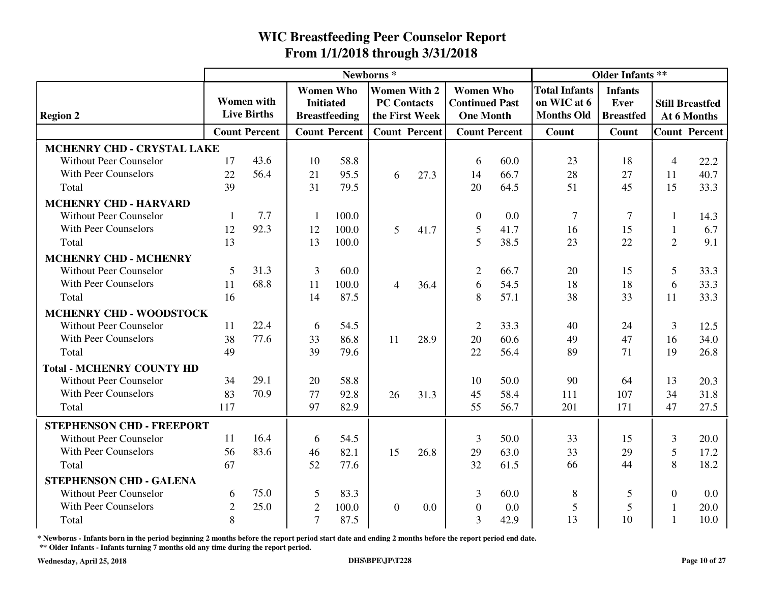# WIC Breastfeeding Peer Counselor Report
## From 1/1/2018 through 3/31/2018

| Region 2 | Newborns * | | | | | | | | Older Infants ** | | | |
|---|---|---|---|---|---|---|---|---|---|---|---|---|
| | Women with Live Births | | Women Who Initiated Breastfeeding | | Women With 2 PC Contacts the First Week | | Women Who Continued Past One Month | | Total Infants on WIC at 6 Months Old | Infants Ever Breastfed | Still Breastfed At 6 Months | |
| | Count | Percent | Count | Percent | Count | Percent | Count | Percent | Count | Count | Count | Percent |
| **MCHENRY CHD - CRYSTAL LAKE** | | | | | | | | | | | | |
| Without Peer Counselor | 17 | 43.6 | 10 | 58.8 | | | 6 | 60.0 | 23 | 18 | 4 | 22.2 |
| With Peer Counselors | 22 | 56.4 | 21 | 95.5 | 6 | 27.3 | 14 | 66.7 | 28 | 27 | 11 | 40.7 |
| Total | 39 | | 31 | 79.5 | | | 20 | 64.5 | 51 | 45 | 15 | 33.3 |
| **MCHENRY CHD - HARVARD** | | | | | | | | | | | | |
| Without Peer Counselor | 1 | 7.7 | 1 | 100.0 | | | 0 | 0.0 | 7 | 7 | 1 | 14.3 |
| With Peer Counselors | 12 | 92.3 | 12 | 100.0 | 5 | 41.7 | 5 | 41.7 | 16 | 15 | 1 | 6.7 |
| Total | 13 | | 13 | 100.0 | | | 5 | 38.5 | 23 | 22 | 2 | 9.1 |
| **MCHENRY CHD - MCHENRY** | | | | | | | | | | | | |
| Without Peer Counselor | 5 | 31.3 | 3 | 60.0 | | | 2 | 66.7 | 20 | 15 | 5 | 33.3 |
| With Peer Counselors | 11 | 68.8 | 11 | 100.0 | 4 | 36.4 | 6 | 54.5 | 18 | 18 | 6 | 33.3 |
| Total | 16 | | 14 | 87.5 | | | 8 | 57.1 | 38 | 33 | 11 | 33.3 |
| **MCHENRY CHD - WOODSTOCK** | | | | | | | | | | | | |
| Without Peer Counselor | 11 | 22.4 | 6 | 54.5 | | | 2 | 33.3 | 40 | 24 | 3 | 12.5 |
| With Peer Counselors | 38 | 77.6 | 33 | 86.8 | 11 | 28.9 | 20 | 60.6 | 49 | 47 | 16 | 34.0 |
| Total | 49 | | 39 | 79.6 | | | 22 | 56.4 | 89 | 71 | 19 | 26.8 |
| **Total - MCHENRY COUNTY HD** | | | | | | | | | | | | |
| Without Peer Counselor | 34 | 29.1 | 20 | 58.8 | | | 10 | 50.0 | 90 | 64 | 13 | 20.3 |
| With Peer Counselors | 83 | 70.9 | 77 | 92.8 | 26 | 31.3 | 45 | 58.4 | 111 | 107 | 34 | 31.8 |
| Total | 117 | | 97 | 82.9 | | | 55 | 56.7 | 201 | 171 | 47 | 27.5 |
| **STEPHENSON CHD - FREEPORT** | | | | | | | | | | | | |
| Without Peer Counselor | 11 | 16.4 | 6 | 54.5 | | | 3 | 50.0 | 33 | 15 | 3 | 20.0 |
| With Peer Counselors | 56 | 83.6 | 46 | 82.1 | 15 | 26.8 | 29 | 63.0 | 33 | 29 | 5 | 17.2 |
| Total | 67 | | 52 | 77.6 | | | 32 | 61.5 | 66 | 44 | 8 | 18.2 |
| **STEPHENSON CHD - GALENA** | | | | | | | | | | | | |
| Without Peer Counselor | 6 | 75.0 | 5 | 83.3 | | | 3 | 60.0 | 8 | 5 | 0 | 0.0 |
| With Peer Counselors | 2 | 25.0 | 2 | 100.0 | 0 | 0.0 | 0 | 0.0 | 5 | 5 | 1 | 20.0 |
| Total | 8 | | 7 | 87.5 | | | 3 | 42.9 | 13 | 10 | 1 | 10.0 |

**\* Newborns - Infants born in the period beginning 2 months before the report period start date and ending 2 months before the report period end date.**

**\*\* Older Infants - Infants turning 7 months old any time during the report period.**

**Wednesday, April 25, 2018** **DHS\BPE\JP\T228**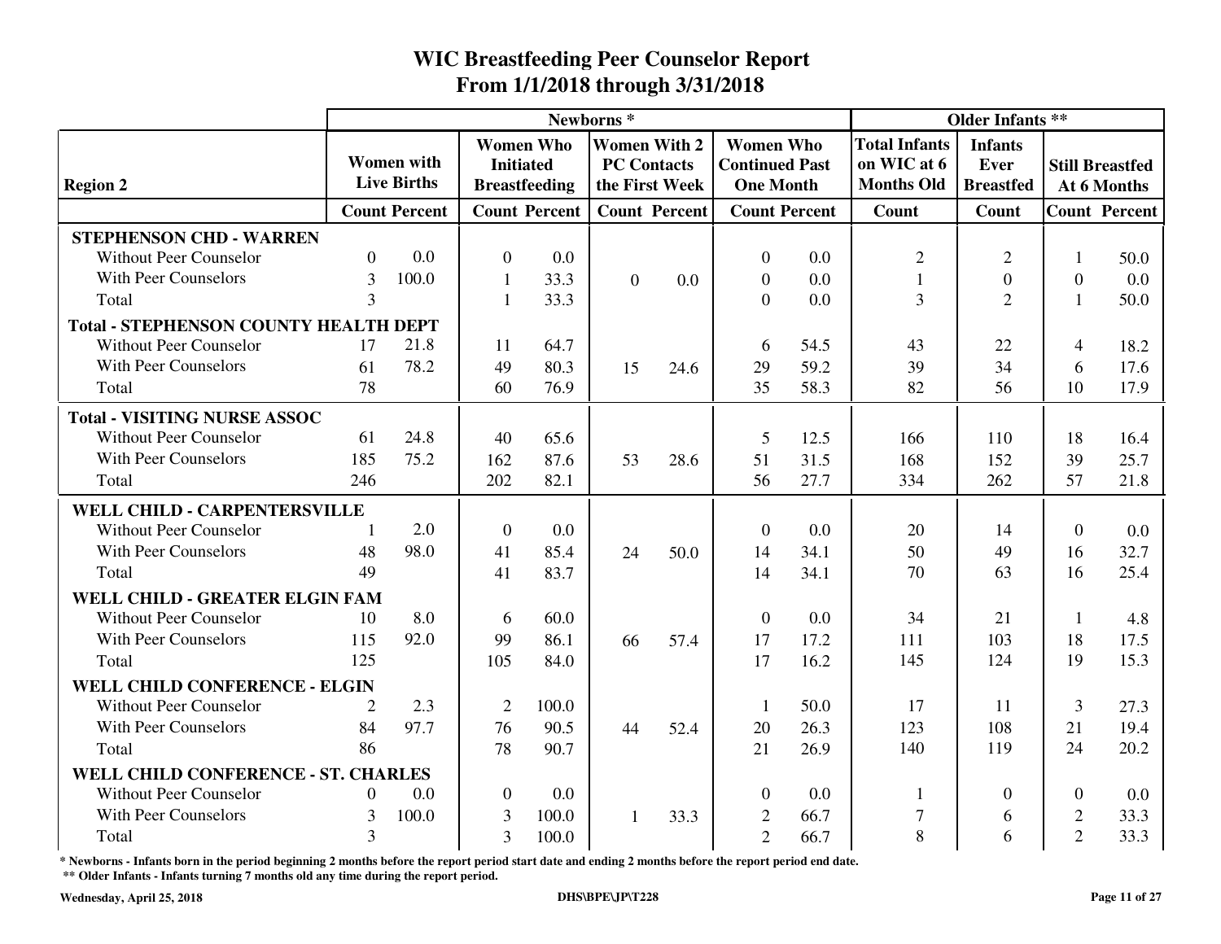# WIC Breastfeeding Peer Counselor Report
## From 1/1/2018 through 3/31/2018

| Region 2 | Newborns * | | | | | | | | Older Infants ** | | | |
|---|---|---|---|---|---|---|---|---|---|---|---|---|
| | Women with Live Births | | Women Who Initiated Breastfeeding | | Women With 2 PC Contacts the First Week | | Women Who Continued Past One Month | | Total Infants on WIC at 6 Months Old | Infants Ever Breastfed | Still Breastfed At 6 Months | |
| | Count | Percent | Count | Percent | Count | Percent | Count | Percent | Count | Count | Count | Percent |
| **STEPHENSON CHD - WARREN** | | | | | | | | | | | | |
| Without Peer Counselor | 0 | 0.0 | 0 | 0.0 | | | 0 | 0.0 | 2 | 2 | 1 | 50.0 |
| With Peer Counselors | 3 | 100.0 | 1 | 33.3 | 0 | 0.0 | 0 | 0.0 | 1 | 0 | 0 | 0.0 |
| Total | 3 | | 1 | 33.3 | | | 0 | 0.0 | 3 | 2 | 1 | 50.0 |
| **Total - STEPHENSON COUNTY HEALTH DEPT** | | | | | | | | | | | | |
| Without Peer Counselor | 17 | 21.8 | 11 | 64.7 | | | 6 | 54.5 | 43 | 22 | 4 | 18.2 |
| With Peer Counselors | 61 | 78.2 | 49 | 80.3 | 15 | 24.6 | 29 | 59.2 | 39 | 34 | 6 | 17.6 |
| Total | 78 | | 60 | 76.9 | | | 35 | 58.3 | 82 | 56 | 10 | 17.9 |
| **Total - VISITING NURSE ASSOC** | | | | | | | | | | | | |
| Without Peer Counselor | 61 | 24.8 | 40 | 65.6 | | | 5 | 12.5 | 166 | 110 | 18 | 16.4 |
| With Peer Counselors | 185 | 75.2 | 162 | 87.6 | 53 | 28.6 | 51 | 31.5 | 168 | 152 | 39 | 25.7 |
| Total | 246 | | 202 | 82.1 | | | 56 | 27.7 | 334 | 262 | 57 | 21.8 |
| **WELL CHILD - CARPENTERSVILLE** | | | | | | | | | | | | |
| Without Peer Counselor | 1 | 2.0 | 0 | 0.0 | | | 0 | 0.0 | 20 | 14 | 0 | 0.0 |
| With Peer Counselors | 48 | 98.0 | 41 | 85.4 | 24 | 50.0 | 14 | 34.1 | 50 | 49 | 16 | 32.7 |
| Total | 49 | | 41 | 83.7 | | | 14 | 34.1 | 70 | 63 | 16 | 25.4 |
| **WELL CHILD - GREATER ELGIN FAM** | | | | | | | | | | | | |
| Without Peer Counselor | 10 | 8.0 | 6 | 60.0 | | | 0 | 0.0 | 34 | 21 | 1 | 4.8 |
| With Peer Counselors | 115 | 92.0 | 99 | 86.1 | 66 | 57.4 | 17 | 17.2 | 111 | 103 | 18 | 17.5 |
| Total | 125 | | 105 | 84.0 | | | 17 | 16.2 | 145 | 124 | 19 | 15.3 |
| **WELL CHILD CONFERENCE - ELGIN** | | | | | | | | | | | | |
| Without Peer Counselor | 2 | 2.3 | 2 | 100.0 | | | 1 | 50.0 | 17 | 11 | 3 | 27.3 |
| With Peer Counselors | 84 | 97.7 | 76 | 90.5 | 44 | 52.4 | 20 | 26.3 | 123 | 108 | 21 | 19.4 |
| Total | 86 | | 78 | 90.7 | | | 21 | 26.9 | 140 | 119 | 24 | 20.2 |
| **WELL CHILD CONFERENCE - ST. CHARLES** | | | | | | | | | | | | |
| Without Peer Counselor | 0 | 0.0 | 0 | 0.0 | | | 0 | 0.0 | 1 | 0 | 0 | 0.0 |
| With Peer Counselors | 3 | 100.0 | 3 | 100.0 | 1 | 33.3 | 2 | 66.7 | 7 | 6 | 2 | 33.3 |
| Total | 3 | | 3 | 100.0 | | | 2 | 66.7 | 8 | 6 | 2 | 33.3 |

**\* Newborns - Infants born in the period beginning 2 months before the report period start date and ending 2 months before the report period end date.**

**\*\* Older Infants - Infants turning 7 months old any time during the report period.**

**Wednesday, April 25, 2018** **DHS\BPE\JP\T228**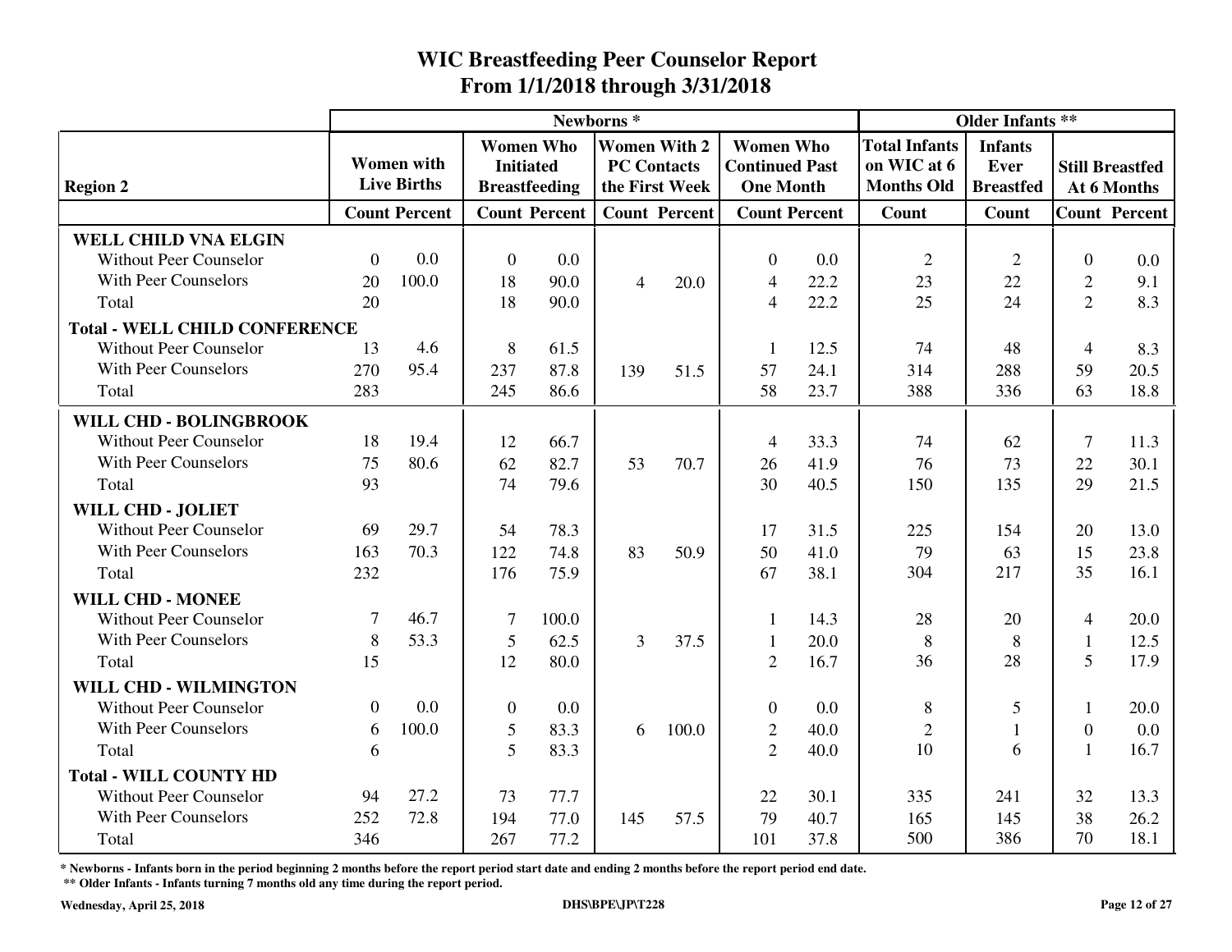# WIC Breastfeeding Peer Counselor Report
## From 1/1/2018 through 3/31/2018

| Region 2 | Newborns * | | | | | | | | Older Infants ** | | | |
|---|---|---|---|---|---|---|---|---|---|---|---|---|
| | Women with Live Births | | Women Who Initiated Breastfeeding | | Women With 2 PC Contacts the First Week | | Women Who Continued Past One Month | | Total Infants on WIC at 6 Months Old | Infants Ever Breastfed | Still Breastfed At 6 Months | |
| | Count | Percent | Count | Percent | Count | Percent | Count | Percent | Count | Count | Count | Percent |
| **WELL CHILD VNA ELGIN** | | | | | | | | | | | | |
| Without Peer Counselor | 0 | 0.0 | 0 | 0.0 | | | 0 | 0.0 | 2 | 2 | 0 | 0.0 |
| With Peer Counselors | 20 | 100.0 | 18 | 90.0 | 4 | 20.0 | 4 | 22.2 | 23 | 22 | 2 | 9.1 |
| Total | 20 | | 18 | 90.0 | | | 4 | 22.2 | 25 | 24 | 2 | 8.3 |
| **Total - WELL CHILD CONFERENCE** | | | | | | | | | | | | |
| Without Peer Counselor | 13 | 4.6 | 8 | 61.5 | | | 1 | 12.5 | 74 | 48 | 4 | 8.3 |
| With Peer Counselors | 270 | 95.4 | 237 | 87.8 | 139 | 51.5 | 57 | 24.1 | 314 | 288 | 59 | 20.5 |
| Total | 283 | | 245 | 86.6 | | | 58 | 23.7 | 388 | 336 | 63 | 18.8 |
| **WILL CHD - BOLINGBROOK** | | | | | | | | | | | | |
| Without Peer Counselor | 18 | 19.4 | 12 | 66.7 | | | 4 | 33.3 | 74 | 62 | 7 | 11.3 |
| With Peer Counselors | 75 | 80.6 | 62 | 82.7 | 53 | 70.7 | 26 | 41.9 | 76 | 73 | 22 | 30.1 |
| Total | 93 | | 74 | 79.6 | | | 30 | 40.5 | 150 | 135 | 29 | 21.5 |
| **WILL CHD - JOLIET** | | | | | | | | | | | | |
| Without Peer Counselor | 69 | 29.7 | 54 | 78.3 | | | 17 | 31.5 | 225 | 154 | 20 | 13.0 |
| With Peer Counselors | 163 | 70.3 | 122 | 74.8 | 83 | 50.9 | 50 | 41.0 | 79 | 63 | 15 | 23.8 |
| Total | 232 | | 176 | 75.9 | | | 67 | 38.1 | 304 | 217 | 35 | 16.1 |
| **WILL CHD - MONEE** | | | | | | | | | | | | |
| Without Peer Counselor | 7 | 46.7 | 7 | 100.0 | | | 1 | 14.3 | 28 | 20 | 4 | 20.0 |
| With Peer Counselors | 8 | 53.3 | 5 | 62.5 | 3 | 37.5 | 1 | 20.0 | 8 | 8 | 1 | 12.5 |
| Total | 15 | | 12 | 80.0 | | | 2 | 16.7 | 36 | 28 | 5 | 17.9 |
| **WILL CHD - WILMINGTON** | | | | | | | | | | | | |
| Without Peer Counselor | 0 | 0.0 | 0 | 0.0 | | | 0 | 0.0 | 8 | 5 | 1 | 20.0 |
| With Peer Counselors | 6 | 100.0 | 5 | 83.3 | 6 | 100.0 | 2 | 40.0 | 2 | 1 | 0 | 0.0 |
| Total | 6 | | 5 | 83.3 | | | 2 | 40.0 | 10 | 6 | 1 | 16.7 |
| **Total - WILL COUNTY HD** | | | | | | | | | | | | |
| Without Peer Counselor | 94 | 27.2 | 73 | 77.7 | | | 22 | 30.1 | 335 | 241 | 32 | 13.3 |
| With Peer Counselors | 252 | 72.8 | 194 | 77.0 | 145 | 57.5 | 79 | 40.7 | 165 | 145 | 38 | 26.2 |
| Total | 346 | | 267 | 77.2 | | | 101 | 37.8 | 500 | 386 | 70 | 18.1 |

**\* Newborns - Infants born in the period beginning 2 months before the report period start date and ending 2 months before the report period end date.**

**\*\* Older Infants - Infants turning 7 months old any time during the report period.**

**Wednesday, April 25, 2018** **DHS\BPE\JP\T228**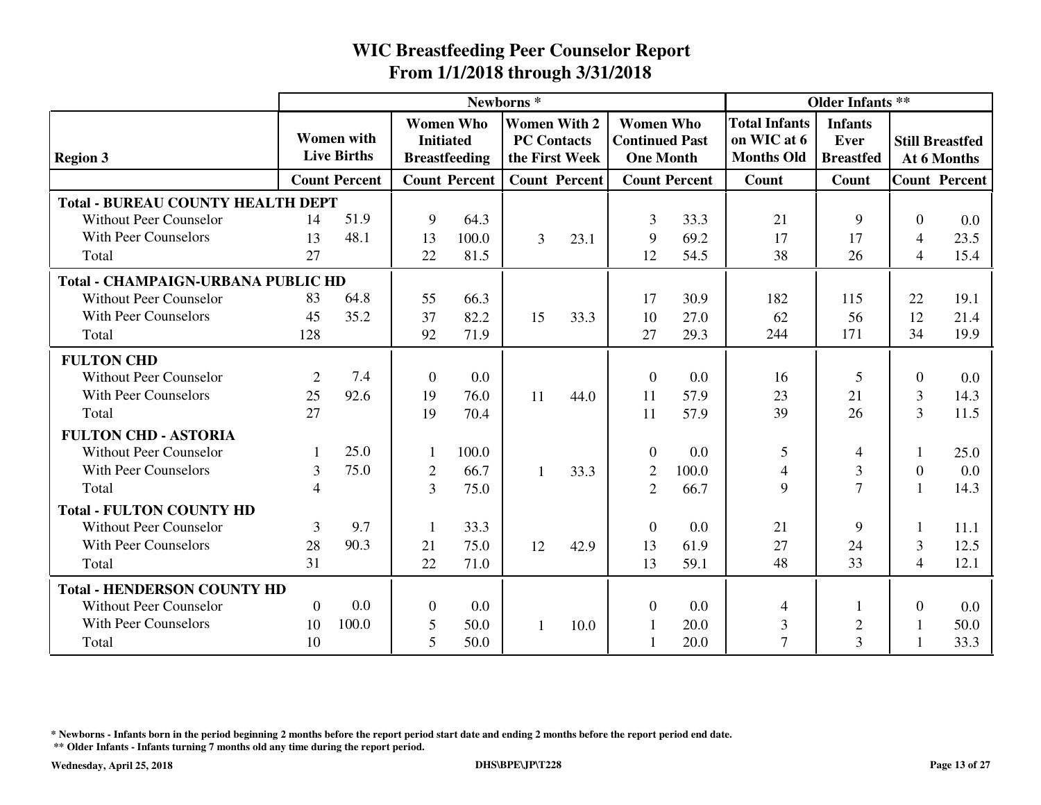# WIC Breastfeeding Peer Counselor Report
## From 1/1/2018 through 3/31/2018

| Region 3 | Newborns * | | | | | | | | Older Infants ** | | | |
|---|---|---|---|---|---|---|---|---|---|---|---|---|
| | Women with Live Births | | Women Who Initiated Breastfeeding | | Women With 2 PC Contacts the First Week | | Women Who Continued Past One Month | | Total Infants on WIC at 6 Months Old | Infants Ever Breastfed | Still Breastfed At 6 Months | |
| | Count | Percent | Count | Percent | Count | Percent | Count | Percent | Count | Count | Count | Percent |
| **Total - BUREAU COUNTY HEALTH DEPT** | | | | | | | | | | | | |
| Without Peer Counselor | 14 | 51.9 | 9 | 64.3 | | | 3 | 33.3 | 21 | 9 | 0 | 0.0 |
| With Peer Counselors | 13 | 48.1 | 13 | 100.0 | 3 | 23.1 | 9 | 69.2 | 17 | 17 | 4 | 23.5 |
| Total | 27 | | 22 | 81.5 | | | 12 | 54.5 | 38 | 26 | 4 | 15.4 |
| **Total - CHAMPAIGN-URBANA PUBLIC HD** | | | | | | | | | | | | |
| Without Peer Counselor | 83 | 64.8 | 55 | 66.3 | | | 17 | 30.9 | 182 | 115 | 22 | 19.1 |
| With Peer Counselors | 45 | 35.2 | 37 | 82.2 | 15 | 33.3 | 10 | 27.0 | 62 | 56 | 12 | 21.4 |
| Total | 128 | | 92 | 71.9 | | | 27 | 29.3 | 244 | 171 | 34 | 19.9 |
| **FULTON CHD** | | | | | | | | | | | | |
| Without Peer Counselor | 2 | 7.4 | 0 | 0.0 | | | 0 | 0.0 | 16 | 5 | 0 | 0.0 |
| With Peer Counselors | 25 | 92.6 | 19 | 76.0 | 11 | 44.0 | 11 | 57.9 | 23 | 21 | 3 | 14.3 |
| Total | 27 | | 19 | 70.4 | | | 11 | 57.9 | 39 | 26 | 3 | 11.5 |
| **FULTON CHD - ASTORIA** | | | | | | | | | | | | |
| Without Peer Counselor | 1 | 25.0 | 1 | 100.0 | | | 0 | 0.0 | 5 | 4 | 1 | 25.0 |
| With Peer Counselors | 3 | 75.0 | 2 | 66.7 | 1 | 33.3 | 2 | 100.0 | 4 | 3 | 0 | 0.0 |
| Total | 4 | | 3 | 75.0 | | | 2 | 66.7 | 9 | 7 | 1 | 14.3 |
| **Total - FULTON COUNTY HD** | | | | | | | | | | | | |
| Without Peer Counselor | 3 | 9.7 | 1 | 33.3 | | | 0 | 0.0 | 21 | 9 | 1 | 11.1 |
| With Peer Counselors | 28 | 90.3 | 21 | 75.0 | 12 | 42.9 | 13 | 61.9 | 27 | 24 | 3 | 12.5 |
| Total | 31 | | 22 | 71.0 | | | 13 | 59.1 | 48 | 33 | 4 | 12.1 |
| **Total - HENDERSON COUNTY HD** | | | | | | | | | | | | |
| Without Peer Counselor | 0 | 0.0 | 0 | 0.0 | | | 0 | 0.0 | 4 | 1 | 0 | 0.0 |
| With Peer Counselors | 10 | 100.0 | 5 | 50.0 | 1 | 10.0 | 1 | 20.0 | 3 | 2 | 1 | 50.0 |
| Total | 10 | | 5 | 50.0 | | | 1 | 20.0 | 7 | 3 | 1 | 33.3 |

**\* Newborns - Infants born in the period beginning 2 months before the report period start date and ending 2 months before the report period end date.**

**\*\* Older Infants - Infants turning 7 months old any time during the report period.**

**Wednesday, April 25, 2018** **DHS\BPE\JP\T228**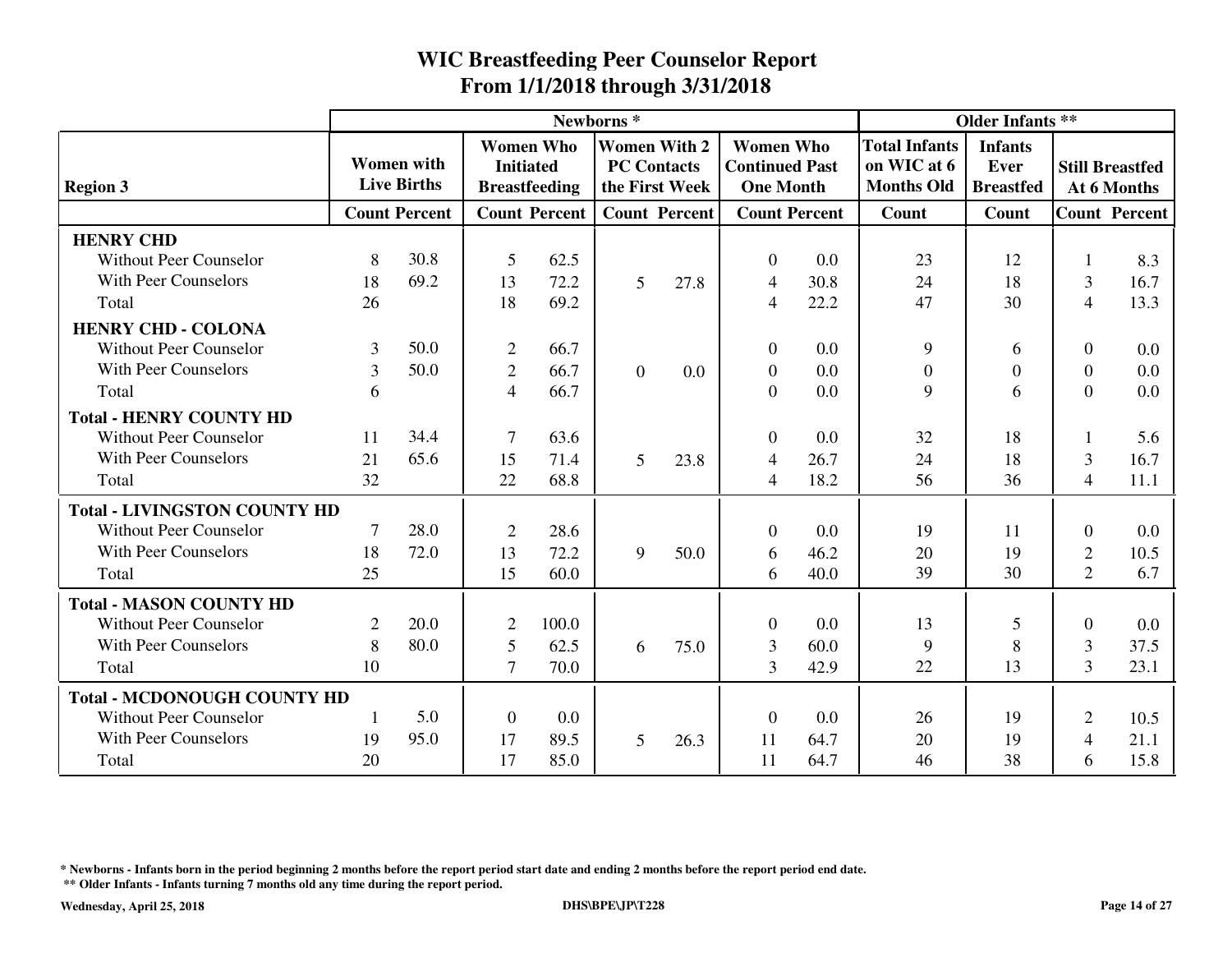# WIC Breastfeeding Peer Counselor Report
## From 1/1/2018 through 3/31/2018

| Region 3 | Newborns * | | | | | | | | Older Infants ** | | | |
|---|---|---|---|---|---|---|---|---|---|---|---|---|
| | Women with Live Births | | Women Who Initiated Breastfeeding | | Women With 2 PC Contacts the First Week | | Women Who Continued Past One Month | | Total Infants on WIC at 6 Months Old | Infants Ever Breastfed | Still Breastfed At 6 Months | |
| | Count | Percent | Count | Percent | Count | Percent | Count | Percent | Count | Count | Count | Percent |
| **HENRY CHD** | | | | | | | | | | | | |
| Without Peer Counselor | 8 | 30.8 | 5 | 62.5 | | | 0 | 0.0 | 23 | 12 | 1 | 8.3 |
| With Peer Counselors | 18 | 69.2 | 13 | 72.2 | 5 | 27.8 | 4 | 30.8 | 24 | 18 | 3 | 16.7 |
| Total | 26 | | 18 | 69.2 | | | 4 | 22.2 | 47 | 30 | 4 | 13.3 |
| **HENRY CHD - COLONA** | | | | | | | | | | | | |
| Without Peer Counselor | 3 | 50.0 | 2 | 66.7 | | | 0 | 0.0 | 9 | 6 | 0 | 0.0 |
| With Peer Counselors | 3 | 50.0 | 2 | 66.7 | 0 | 0.0 | 0 | 0.0 | 0 | 0 | 0 | 0.0 |
| Total | 6 | | 4 | 66.7 | | | 0 | 0.0 | 9 | 6 | 0 | 0.0 |
| **Total - HENRY COUNTY HD** | | | | | | | | | | | | |
| Without Peer Counselor | 11 | 34.4 | 7 | 63.6 | | | 0 | 0.0 | 32 | 18 | 1 | 5.6 |
| With Peer Counselors | 21 | 65.6 | 15 | 71.4 | 5 | 23.8 | 4 | 26.7 | 24 | 18 | 3 | 16.7 |
| Total | 32 | | 22 | 68.8 | | | 4 | 18.2 | 56 | 36 | 4 | 11.1 |
| **Total - LIVINGSTON COUNTY HD** | | | | | | | | | | | | |
| Without Peer Counselor | 7 | 28.0 | 2 | 28.6 | | | 0 | 0.0 | 19 | 11 | 0 | 0.0 |
| With Peer Counselors | 18 | 72.0 | 13 | 72.2 | 9 | 50.0 | 6 | 46.2 | 20 | 19 | 2 | 10.5 |
| Total | 25 | | 15 | 60.0 | | | 6 | 40.0 | 39 | 30 | 2 | 6.7 |
| **Total - MASON COUNTY HD** | | | | | | | | | | | | |
| Without Peer Counselor | 2 | 20.0 | 2 | 100.0 | | | 0 | 0.0 | 13 | 5 | 0 | 0.0 |
| With Peer Counselors | 8 | 80.0 | 5 | 62.5 | 6 | 75.0 | 3 | 60.0 | 9 | 8 | 3 | 37.5 |
| Total | 10 | | 7 | 70.0 | | | 3 | 42.9 | 22 | 13 | 3 | 23.1 |
| **Total - MCDONOUGH COUNTY HD** | | | | | | | | | | | | |
| Without Peer Counselor | 1 | 5.0 | 0 | 0.0 | | | 0 | 0.0 | 26 | 19 | 2 | 10.5 |
| With Peer Counselors | 19 | 95.0 | 17 | 89.5 | 5 | 26.3 | 11 | 64.7 | 20 | 19 | 4 | 21.1 |
| Total | 20 | | 17 | 85.0 | | | 11 | 64.7 | 46 | 38 | 6 | 15.8 |

**\* Newborns - Infants born in the period beginning 2 months before the report period start date and ending 2 months before the report period end date.**

**\*\* Older Infants - Infants turning 7 months old any time during the report period.**

**Wednesday, April 25, 2018** | **DHS\BPE\JP\T228**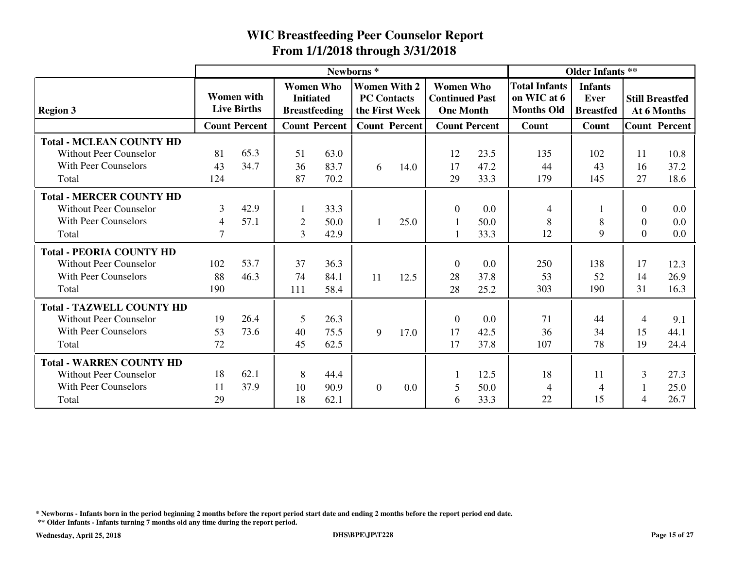# WIC Breastfeeding Peer Counselor Report
## From 1/1/2018 through 3/31/2018

| Region 3 | Newborns * | | | | | | | | Older Infants ** | | | |
|---|---|---|---|---|---|---|---|---|---|---|---|---|
| | Women with Live Births | | Women Who Initiated Breastfeeding | | Women With 2 PC Contacts the First Week | | Women Who Continued Past One Month | | Total Infants on WIC at 6 Months Old | Infants Ever Breastfed | Still Breastfed At 6 Months | |
| | Count | Percent | Count | Percent | Count | Percent | Count | Percent | Count | Count | Count | Percent |
| **Total - MCLEAN COUNTY HD** | | | | | | | | | | | | |
| Without Peer Counselor | 81 | 65.3 | 51 | 63.0 | | | 12 | 23.5 | 135 | 102 | 11 | 10.8 |
| With Peer Counselors | 43 | 34.7 | 36 | 83.7 | 6 | 14.0 | 17 | 47.2 | 44 | 43 | 16 | 37.2 |
| Total | 124 | | 87 | 70.2 | | | 29 | 33.3 | 179 | 145 | 27 | 18.6 |
| **Total - MERCER COUNTY HD** | | | | | | | | | | | | |
| Without Peer Counselor | 3 | 42.9 | 1 | 33.3 | | | 0 | 0.0 | 4 | 1 | 0 | 0.0 |
| With Peer Counselors | 4 | 57.1 | 2 | 50.0 | 1 | 25.0 | 1 | 50.0 | 8 | 8 | 0 | 0.0 |
| Total | 7 | | 3 | 42.9 | | | 1 | 33.3 | 12 | 9 | 0 | 0.0 |
| **Total - PEORIA COUNTY HD** | | | | | | | | | | | | |
| Without Peer Counselor | 102 | 53.7 | 37 | 36.3 | | | 0 | 0.0 | 250 | 138 | 17 | 12.3 |
| With Peer Counselors | 88 | 46.3 | 74 | 84.1 | 11 | 12.5 | 28 | 37.8 | 53 | 52 | 14 | 26.9 |
| Total | 190 | | 111 | 58.4 | | | 28 | 25.2 | 303 | 190 | 31 | 16.3 |
| **Total - TAZWELL COUNTY HD** | | | | | | | | | | | | |
| Without Peer Counselor | 19 | 26.4 | 5 | 26.3 | | | 0 | 0.0 | 71 | 44 | 4 | 9.1 |
| With Peer Counselors | 53 | 73.6 | 40 | 75.5 | 9 | 17.0 | 17 | 42.5 | 36 | 34 | 15 | 44.1 |
| Total | 72 | | 45 | 62.5 | | | 17 | 37.8 | 107 | 78 | 19 | 24.4 |
| **Total - WARREN COUNTY HD** | | | | | | | | | | | | |
| Without Peer Counselor | 18 | 62.1 | 8 | 44.4 | | | 1 | 12.5 | 18 | 11 | 3 | 27.3 |
| With Peer Counselors | 11 | 37.9 | 10 | 90.9 | 0 | 0.0 | 5 | 50.0 | 4 | 4 | 1 | 25.0 |
| Total | 29 | | 18 | 62.1 | | | 6 | 33.3 | 22 | 15 | 4 | 26.7 |

\* Newborns - Infants born in the period beginning 2 months before the report period start date and ending 2 months before the report period end date.

\*\* Older Infants - Infants turning 7 months old any time during the report period.

Wednesday, April 25, 2018 — DHS\BPE\JP\T228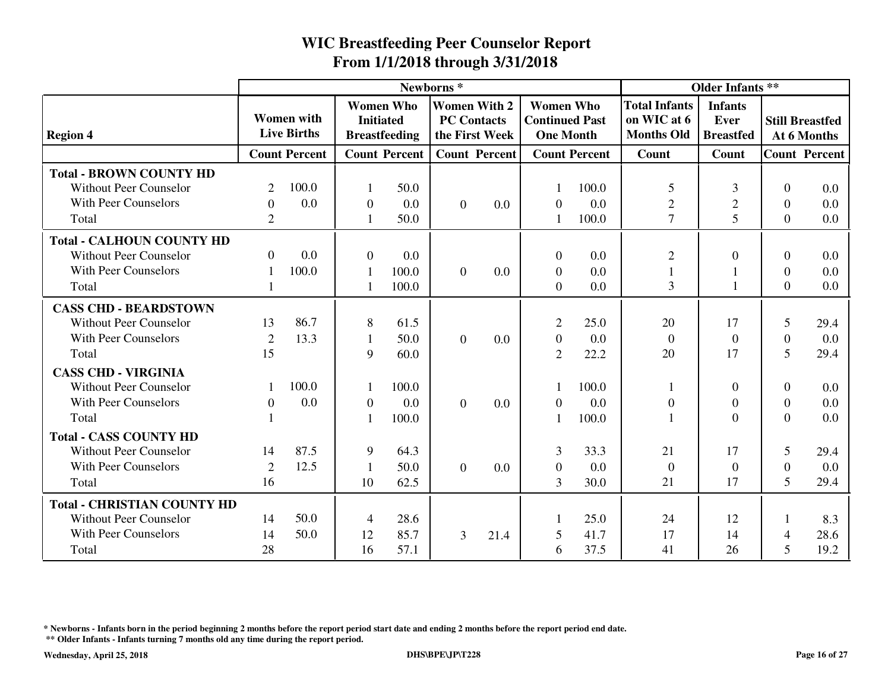# WIC Breastfeeding Peer Counselor Report
## From 1/1/2018 through 3/31/2018

| Region 4 | Newborns * | | | | | | | | Older Infants ** | | | |
|---|---|---|---|---|---|---|---|---|---|---|---|---|
| | Women with Live Births | | Women Who Initiated Breastfeeding | | Women With 2 PC Contacts the First Week | | Women Who Continued Past One Month | | Total Infants on WIC at 6 Months Old | Infants Ever Breastfed | Still Breastfed At 6 Months | |
| | Count | Percent | Count | Percent | Count | Percent | Count | Percent | Count | Count | Count | Percent |
| **Total - BROWN COUNTY HD** | | | | | | | | | | | | |
| Without Peer Counselor | 2 | 100.0 | 1 | 50.0 | | | 1 | 100.0 | 5 | 3 | 0 | 0.0 |
| With Peer Counselors | 0 | 0.0 | 0 | 0.0 | 0 | 0.0 | 0 | 0.0 | 2 | 2 | 0 | 0.0 |
| Total | 2 | | 1 | 50.0 | | | 1 | 100.0 | 7 | 5 | 0 | 0.0 |
| **Total - CALHOUN COUNTY HD** | | | | | | | | | | | | |
| Without Peer Counselor | 0 | 0.0 | 0 | 0.0 | | | 0 | 0.0 | 2 | 0 | 0 | 0.0 |
| With Peer Counselors | 1 | 100.0 | 1 | 100.0 | 0 | 0.0 | 0 | 0.0 | 1 | 1 | 0 | 0.0 |
| Total | 1 | | 1 | 100.0 | | | 0 | 0.0 | 3 | 1 | 0 | 0.0 |
| **CASS CHD - BEARDSTOWN** | | | | | | | | | | | | |
| Without Peer Counselor | 13 | 86.7 | 8 | 61.5 | | | 2 | 25.0 | 20 | 17 | 5 | 29.4 |
| With Peer Counselors | 2 | 13.3 | 1 | 50.0 | 0 | 0.0 | 0 | 0.0 | 0 | 0 | 0 | 0.0 |
| Total | 15 | | 9 | 60.0 | | | 2 | 22.2 | 20 | 17 | 5 | 29.4 |
| **CASS CHD - VIRGINIA** | | | | | | | | | | | | |
| Without Peer Counselor | 1 | 100.0 | 1 | 100.0 | | | 1 | 100.0 | 1 | 0 | 0 | 0.0 |
| With Peer Counselors | 0 | 0.0 | 0 | 0.0 | 0 | 0.0 | 0 | 0.0 | 0 | 0 | 0 | 0.0 |
| Total | 1 | | 1 | 100.0 | | | 1 | 100.0 | 1 | 0 | 0 | 0.0 |
| **Total - CASS COUNTY HD** | | | | | | | | | | | | |
| Without Peer Counselor | 14 | 87.5 | 9 | 64.3 | | | 3 | 33.3 | 21 | 17 | 5 | 29.4 |
| With Peer Counselors | 2 | 12.5 | 1 | 50.0 | 0 | 0.0 | 0 | 0.0 | 0 | 0 | 0 | 0.0 |
| Total | 16 | | 10 | 62.5 | | | 3 | 30.0 | 21 | 17 | 5 | 29.4 |
| **Total - CHRISTIAN COUNTY HD** | | | | | | | | | | | | |
| Without Peer Counselor | 14 | 50.0 | 4 | 28.6 | | | 1 | 25.0 | 24 | 12 | 1 | 8.3 |
| With Peer Counselors | 14 | 50.0 | 12 | 85.7 | 3 | 21.4 | 5 | 41.7 | 17 | 14 | 4 | 28.6 |
| Total | 28 | | 16 | 57.1 | | | 6 | 37.5 | 41 | 26 | 5 | 19.2 |

**\* Newborns - Infants born in the period beginning 2 months before the report period start date and ending 2 months before the report period end date.**

**\*\* Older Infants - Infants turning 7 months old any time during the report period.**

**Wednesday, April 25, 2018** **DHS\BPE\JP\T228**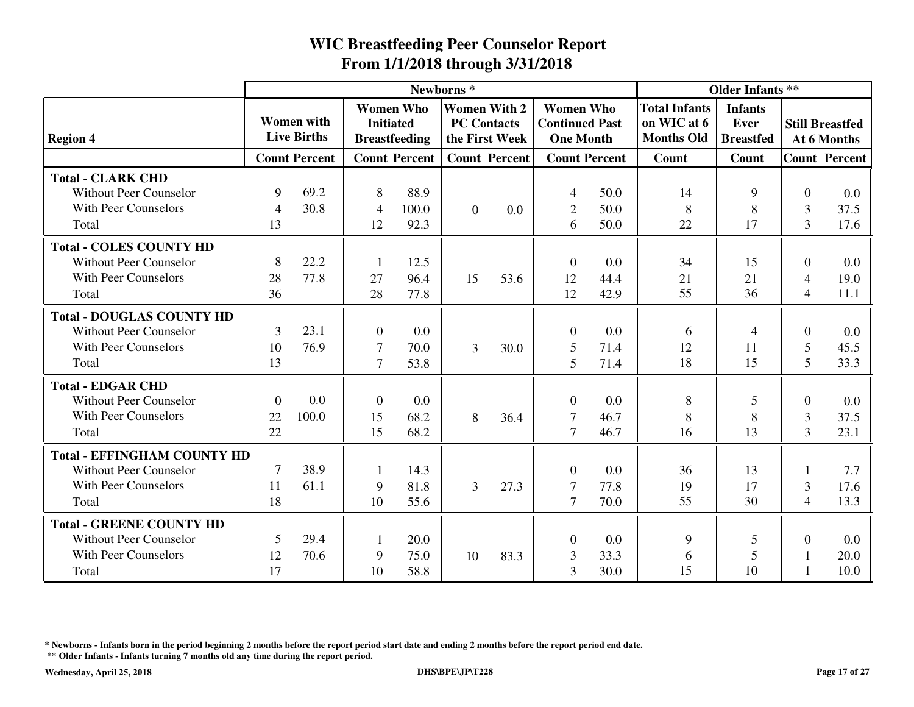# WIC Breastfeeding Peer Counselor Report
## From 1/1/2018 through 3/31/2018

| Region 4 | Newborns * | | | | | | | | Older Infants ** | | | |
|---|---|---|---|---|---|---|---|---|---|---|---|---|
| | Women with Live Births | | Women Who Initiated Breastfeeding | | Women With 2 PC Contacts the First Week | | Women Who Continued Past One Month | | Total Infants on WIC at 6 Months Old | Infants Ever Breastfed | Still Breastfed At 6 Months | |
| | Count | Percent | Count | Percent | Count | Percent | Count | Percent | Count | Count | Count | Percent |
| **Total - CLARK CHD** | | | | | | | | | | | | |
| Without Peer Counselor | 9 | 69.2 | 8 | 88.9 | | | 4 | 50.0 | 14 | 9 | 0 | 0.0 |
| With Peer Counselors | 4 | 30.8 | 4 | 100.0 | 0 | 0.0 | 2 | 50.0 | 8 | 8 | 3 | 37.5 |
| Total | 13 | | 12 | 92.3 | | | 6 | 50.0 | 22 | 17 | 3 | 17.6 |
| **Total - COLES COUNTY HD** | | | | | | | | | | | | |
| Without Peer Counselor | 8 | 22.2 | 1 | 12.5 | | | 0 | 0.0 | 34 | 15 | 0 | 0.0 |
| With Peer Counselors | 28 | 77.8 | 27 | 96.4 | 15 | 53.6 | 12 | 44.4 | 21 | 21 | 4 | 19.0 |
| Total | 36 | | 28 | 77.8 | | | 12 | 42.9 | 55 | 36 | 4 | 11.1 |
| **Total - DOUGLAS COUNTY HD** | | | | | | | | | | | | |
| Without Peer Counselor | 3 | 23.1 | 0 | 0.0 | | | 0 | 0.0 | 6 | 4 | 0 | 0.0 |
| With Peer Counselors | 10 | 76.9 | 7 | 70.0 | 3 | 30.0 | 5 | 71.4 | 12 | 11 | 5 | 45.5 |
| Total | 13 | | 7 | 53.8 | | | 5 | 71.4 | 18 | 15 | 5 | 33.3 |
| **Total - EDGAR CHD** | | | | | | | | | | | | |
| Without Peer Counselor | 0 | 0.0 | 0 | 0.0 | | | 0 | 0.0 | 8 | 5 | 0 | 0.0 |
| With Peer Counselors | 22 | 100.0 | 15 | 68.2 | 8 | 36.4 | 7 | 46.7 | 8 | 8 | 3 | 37.5 |
| Total | 22 | | 15 | 68.2 | | | 7 | 46.7 | 16 | 13 | 3 | 23.1 |
| **Total - EFFINGHAM COUNTY HD** | | | | | | | | | | | | |
| Without Peer Counselor | 7 | 38.9 | 1 | 14.3 | | | 0 | 0.0 | 36 | 13 | 1 | 7.7 |
| With Peer Counselors | 11 | 61.1 | 9 | 81.8 | 3 | 27.3 | 7 | 77.8 | 19 | 17 | 3 | 17.6 |
| Total | 18 | | 10 | 55.6 | | | 7 | 70.0 | 55 | 30 | 4 | 13.3 |
| **Total - GREENE COUNTY HD** | | | | | | | | | | | | |
| Without Peer Counselor | 5 | 29.4 | 1 | 20.0 | | | 0 | 0.0 | 9 | 5 | 0 | 0.0 |
| With Peer Counselors | 12 | 70.6 | 9 | 75.0 | 10 | 83.3 | 3 | 33.3 | 6 | 5 | 1 | 20.0 |
| Total | 17 | | 10 | 58.8 | | | 3 | 30.0 | 15 | 10 | 1 | 10.0 |

**\* Newborns - Infants born in the period beginning 2 months before the report period start date and ending 2 months before the report period end date.**

**\*\* Older Infants - Infants turning 7 months old any time during the report period.**

**Wednesday, April 25, 2018** **DHS\BPE\JP\T228**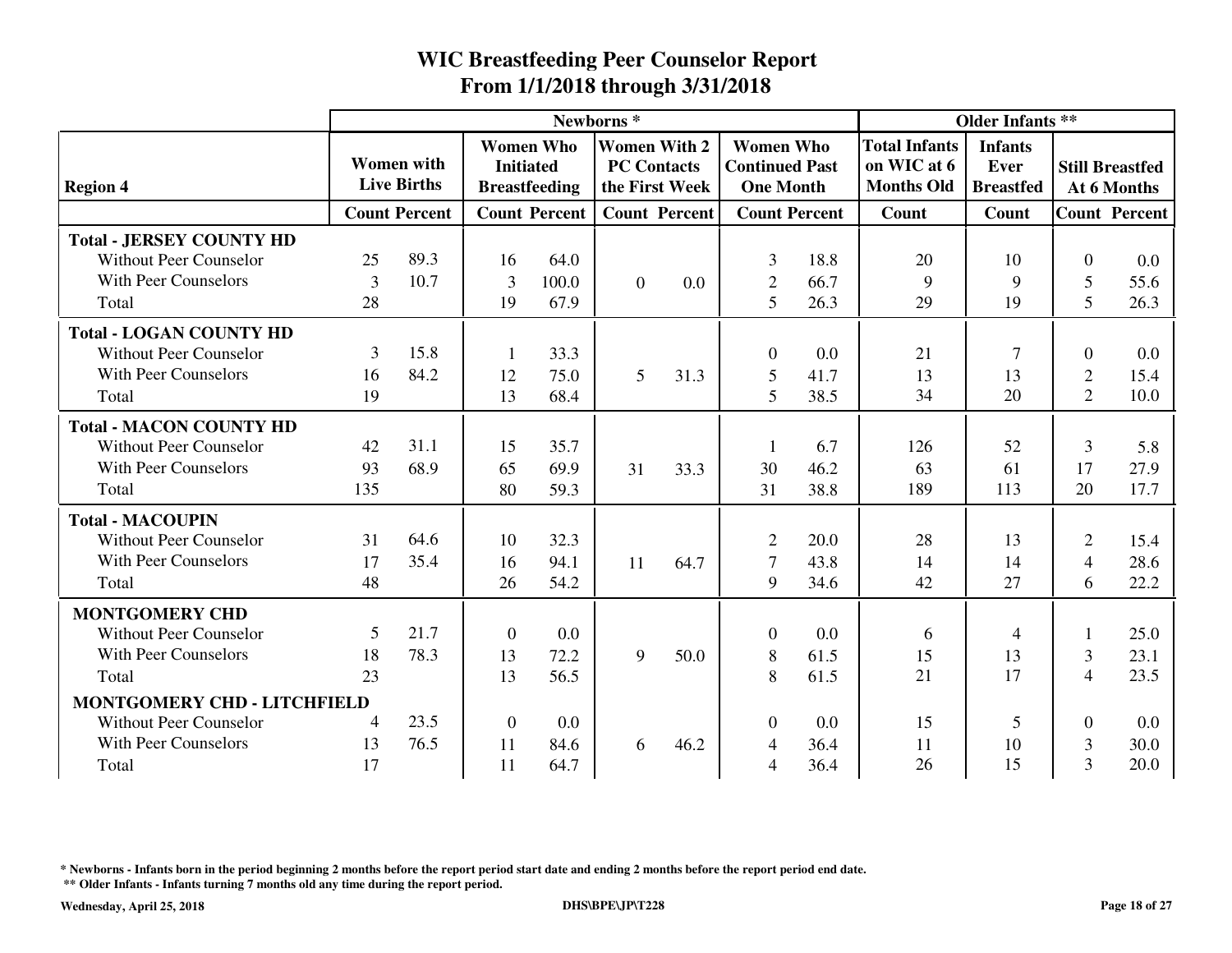# WIC Breastfeeding Peer Counselor Report
## From 1/1/2018 through 3/31/2018

| Region 4 | Newborns * | | | | | | | | Older Infants ** | | | |
|---|---|---|---|---|---|---|---|---|---|---|---|---|
| | Women with Live Births | | Women Who Initiated Breastfeeding | | Women With 2 PC Contacts the First Week | | Women Who Continued Past One Month | | Total Infants on WIC at 6 Months Old | Infants Ever Breastfed | Still Breastfed At 6 Months | |
| | Count | Percent | Count | Percent | Count | Percent | Count | Percent | Count | Count | Count | Percent |
| **Total - JERSEY COUNTY HD** | | | | | | | | | | | | |
| Without Peer Counselor | 25 | 89.3 | 16 | 64.0 | | | 3 | 18.8 | 20 | 10 | 0 | 0.0 |
| With Peer Counselors | 3 | 10.7 | 3 | 100.0 | 0 | 0.0 | 2 | 66.7 | 9 | 9 | 5 | 55.6 |
| Total | 28 | | 19 | 67.9 | | | 5 | 26.3 | 29 | 19 | 5 | 26.3 |
| **Total - LOGAN COUNTY HD** | | | | | | | | | | | | |
| Without Peer Counselor | 3 | 15.8 | 1 | 33.3 | | | 0 | 0.0 | 21 | 7 | 0 | 0.0 |
| With Peer Counselors | 16 | 84.2 | 12 | 75.0 | 5 | 31.3 | 5 | 41.7 | 13 | 13 | 2 | 15.4 |
| Total | 19 | | 13 | 68.4 | | | 5 | 38.5 | 34 | 20 | 2 | 10.0 |
| **Total - MACON COUNTY HD** | | | | | | | | | | | | |
| Without Peer Counselor | 42 | 31.1 | 15 | 35.7 | | | 1 | 6.7 | 126 | 52 | 3 | 5.8 |
| With Peer Counselors | 93 | 68.9 | 65 | 69.9 | 31 | 33.3 | 30 | 46.2 | 63 | 61 | 17 | 27.9 |
| Total | 135 | | 80 | 59.3 | | | 31 | 38.8 | 189 | 113 | 20 | 17.7 |
| **Total - MACOUPIN** | | | | | | | | | | | | |
| Without Peer Counselor | 31 | 64.6 | 10 | 32.3 | | | 2 | 20.0 | 28 | 13 | 2 | 15.4 |
| With Peer Counselors | 17 | 35.4 | 16 | 94.1 | 11 | 64.7 | 7 | 43.8 | 14 | 14 | 4 | 28.6 |
| Total | 48 | | 26 | 54.2 | | | 9 | 34.6 | 42 | 27 | 6 | 22.2 |
| **MONTGOMERY CHD** | | | | | | | | | | | | |
| Without Peer Counselor | 5 | 21.7 | 0 | 0.0 | | | 0 | 0.0 | 6 | 4 | 1 | 25.0 |
| With Peer Counselors | 18 | 78.3 | 13 | 72.2 | 9 | 50.0 | 8 | 61.5 | 15 | 13 | 3 | 23.1 |
| Total | 23 | | 13 | 56.5 | | | 8 | 61.5 | 21 | 17 | 4 | 23.5 |
| **MONTGOMERY CHD - LITCHFIELD** | | | | | | | | | | | | |
| Without Peer Counselor | 4 | 23.5 | 0 | 0.0 | | | 0 | 0.0 | 15 | 5 | 0 | 0.0 |
| With Peer Counselors | 13 | 76.5 | 11 | 84.6 | 6 | 46.2 | 4 | 36.4 | 11 | 10 | 3 | 30.0 |
| Total | 17 | | 11 | 64.7 | | | 4 | 36.4 | 26 | 15 | 3 | 20.0 |

**\* Newborns - Infants born in the period beginning 2 months before the report period start date and ending 2 months before the report period end date.**

**\*\* Older Infants - Infants turning 7 months old any time during the report period.**

**Wednesday, April 25, 2018** **DHS\BPE\JP\T228**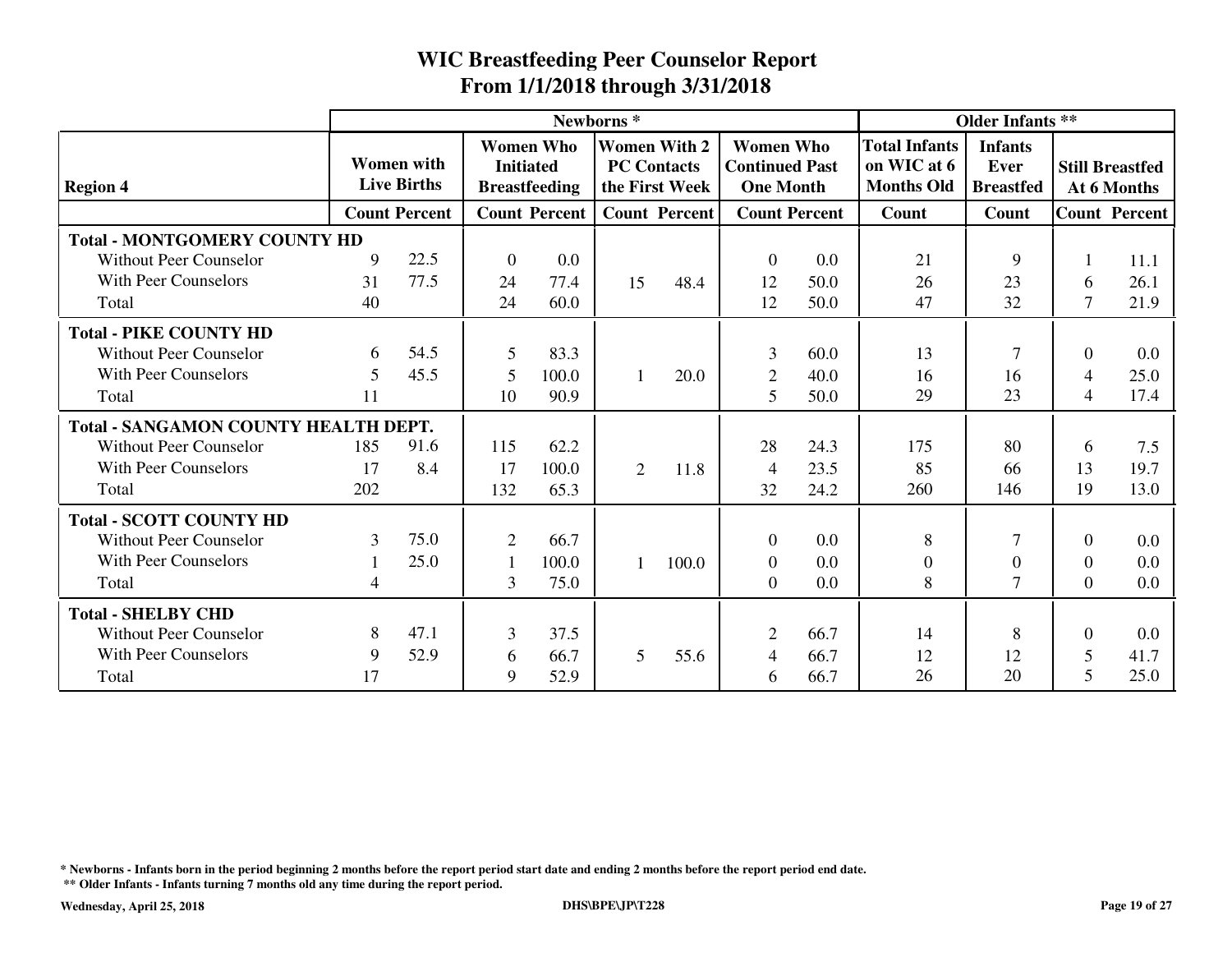# WIC Breastfeeding Peer Counselor Report
## From 1/1/2018 through 3/31/2018

| Region 4 | Newborns * | | | | | | | | Older Infants ** | | | |
|---|---|---|---|---|---|---|---|---|---|---|---|---|
| | Women with Live Births | | Women Who Initiated Breastfeeding | | Women With 2 PC Contacts the First Week | | Women Who Continued Past One Month | | Total Infants on WIC at 6 Months Old | Infants Ever Breastfed | Still Breastfed At 6 Months | |
| | Count | Percent | Count | Percent | Count | Percent | Count | Percent | Count | Count | Count | Percent |
| **Total - MONTGOMERY COUNTY HD** | | | | | | | | | | | | |
| Without Peer Counselor | 9 | 22.5 | 0 | 0.0 | | | 0 | 0.0 | 21 | 9 | 1 | 11.1 |
| With Peer Counselors | 31 | 77.5 | 24 | 77.4 | 15 | 48.4 | 12 | 50.0 | 26 | 23 | 6 | 26.1 |
| Total | 40 | | 24 | 60.0 | | | 12 | 50.0 | 47 | 32 | 7 | 21.9 |
| **Total - PIKE COUNTY HD** | | | | | | | | | | | | |
| Without Peer Counselor | 6 | 54.5 | 5 | 83.3 | | | 3 | 60.0 | 13 | 7 | 0 | 0.0 |
| With Peer Counselors | 5 | 45.5 | 5 | 100.0 | 1 | 20.0 | 2 | 40.0 | 16 | 16 | 4 | 25.0 |
| Total | 11 | | 10 | 90.9 | | | 5 | 50.0 | 29 | 23 | 4 | 17.4 |
| **Total - SANGAMON COUNTY HEALTH DEPT.** | | | | | | | | | | | | |
| Without Peer Counselor | 185 | 91.6 | 115 | 62.2 | | | 28 | 24.3 | 175 | 80 | 6 | 7.5 |
| With Peer Counselors | 17 | 8.4 | 17 | 100.0 | 2 | 11.8 | 4 | 23.5 | 85 | 66 | 13 | 19.7 |
| Total | 202 | | 132 | 65.3 | | | 32 | 24.2 | 260 | 146 | 19 | 13.0 |
| **Total - SCOTT COUNTY HD** | | | | | | | | | | | | |
| Without Peer Counselor | 3 | 75.0 | 2 | 66.7 | | | 0 | 0.0 | 8 | 7 | 0 | 0.0 |
| With Peer Counselors | 1 | 25.0 | 1 | 100.0 | 1 | 100.0 | 0 | 0.0 | 0 | 0 | 0 | 0.0 |
| Total | 4 | | 3 | 75.0 | | | 0 | 0.0 | 8 | 7 | 0 | 0.0 |
| **Total - SHELBY CHD** | | | | | | | | | | | | |
| Without Peer Counselor | 8 | 47.1 | 3 | 37.5 | | | 2 | 66.7 | 14 | 8 | 0 | 0.0 |
| With Peer Counselors | 9 | 52.9 | 6 | 66.7 | 5 | 55.6 | 4 | 66.7 | 12 | 12 | 5 | 41.7 |
| Total | 17 | | 9 | 52.9 | | | 6 | 66.7 | 26 | 20 | 5 | 25.0 |

**\* Newborns - Infants born in the period beginning 2 months before the report period start date and ending 2 months before the report period end date.**

**\*\* Older Infants - Infants turning 7 months old any time during the report period.**

**Wednesday, April 25, 2018** **DHS\BPE\JP\T228**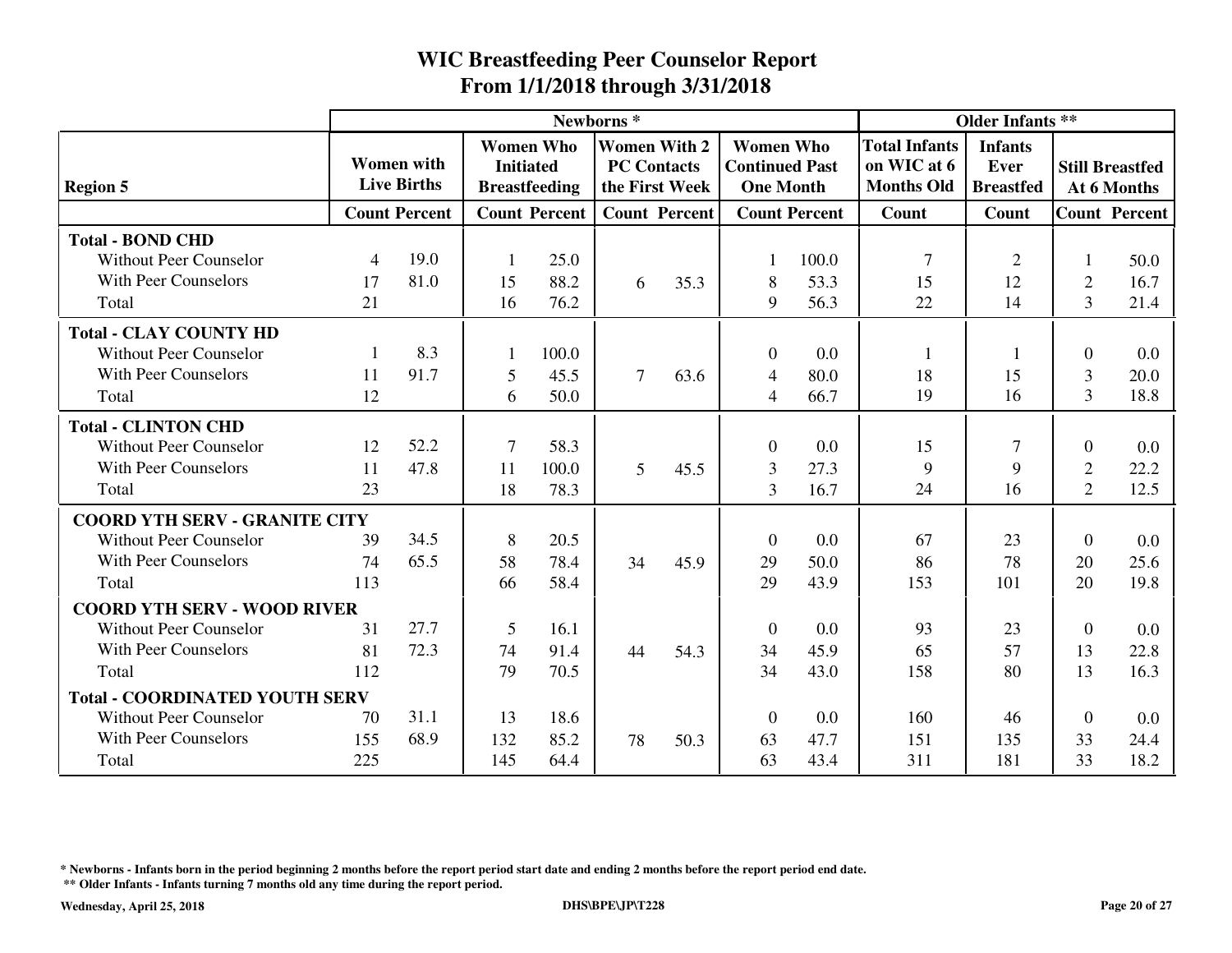# WIC Breastfeeding Peer Counselor Report
## From 1/1/2018 through 3/31/2018

| | Newborns * | | | | | | | | Older Infants ** | | | |
|---|---|---|---|---|---|---|---|---|---|---|---|---|
| Region 5 | Women with Live Births | | Women Who Initiated Breastfeeding | | Women With 2 PC Contacts the First Week | | Women Who Continued Past One Month | | Total Infants on WIC at 6 Months Old | Infants Ever Breastfed | Still Breastfed At 6 Months | |
| | Count | Percent | Count | Percent | Count | Percent | Count | Percent | Count | Count | Count | Percent |
| **Total - BOND CHD** | | | | | | | | | | | | |
| Without Peer Counselor | 4 | 19.0 | 1 | 25.0 | | | 1 | 100.0 | 7 | 2 | 1 | 50.0 |
| With Peer Counselors | 17 | 81.0 | 15 | 88.2 | 6 | 35.3 | 8 | 53.3 | 15 | 12 | 2 | 16.7 |
| Total | 21 | | 16 | 76.2 | | | 9 | 56.3 | 22 | 14 | 3 | 21.4 |
| **Total - CLAY COUNTY HD** | | | | | | | | | | | | |
| Without Peer Counselor | 1 | 8.3 | 1 | 100.0 | | | 0 | 0.0 | 1 | 1 | 0 | 0.0 |
| With Peer Counselors | 11 | 91.7 | 5 | 45.5 | 7 | 63.6 | 4 | 80.0 | 18 | 15 | 3 | 20.0 |
| Total | 12 | | 6 | 50.0 | | | 4 | 66.7 | 19 | 16 | 3 | 18.8 |
| **Total - CLINTON CHD** | | | | | | | | | | | | |
| Without Peer Counselor | 12 | 52.2 | 7 | 58.3 | | | 0 | 0.0 | 15 | 7 | 0 | 0.0 |
| With Peer Counselors | 11 | 47.8 | 11 | 100.0 | 5 | 45.5 | 3 | 27.3 | 9 | 9 | 2 | 22.2 |
| Total | 23 | | 18 | 78.3 | | | 3 | 16.7 | 24 | 16 | 2 | 12.5 |
| **COORD YTH SERV - GRANITE CITY** | | | | | | | | | | | | |
| Without Peer Counselor | 39 | 34.5 | 8 | 20.5 | | | 0 | 0.0 | 67 | 23 | 0 | 0.0 |
| With Peer Counselors | 74 | 65.5 | 58 | 78.4 | 34 | 45.9 | 29 | 50.0 | 86 | 78 | 20 | 25.6 |
| Total | 113 | | 66 | 58.4 | | | 29 | 43.9 | 153 | 101 | 20 | 19.8 |
| **COORD YTH SERV - WOOD RIVER** | | | | | | | | | | | | |
| Without Peer Counselor | 31 | 27.7 | 5 | 16.1 | | | 0 | 0.0 | 93 | 23 | 0 | 0.0 |
| With Peer Counselors | 81 | 72.3 | 74 | 91.4 | 44 | 54.3 | 34 | 45.9 | 65 | 57 | 13 | 22.8 |
| Total | 112 | | 79 | 70.5 | | | 34 | 43.0 | 158 | 80 | 13 | 16.3 |
| **Total - COORDINATED YOUTH SERV** | | | | | | | | | | | | |
| Without Peer Counselor | 70 | 31.1 | 13 | 18.6 | | | 0 | 0.0 | 160 | 46 | 0 | 0.0 |
| With Peer Counselors | 155 | 68.9 | 132 | 85.2 | 78 | 50.3 | 63 | 47.7 | 151 | 135 | 33 | 24.4 |
| Total | 225 | | 145 | 64.4 | | | 63 | 43.4 | 311 | 181 | 33 | 18.2 |

**\* Newborns - Infants born in the period beginning 2 months before the report period start date and ending 2 months before the report period end date.**

**\*\* Older Infants - Infants turning 7 months old any time during the report period.**

**Wednesday, April 25, 2018** **DHS\BPE\JP\T228**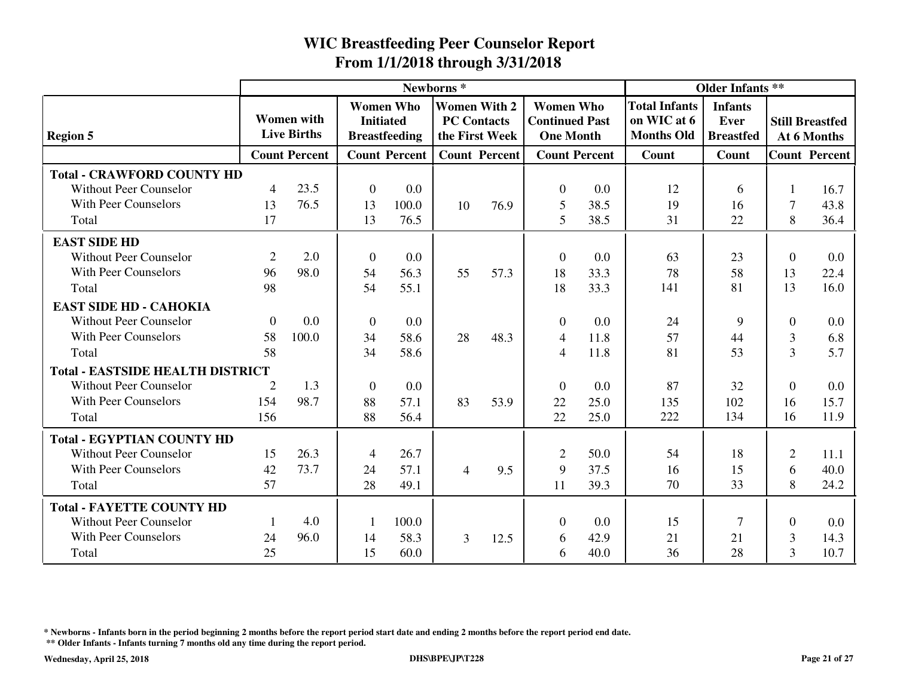# WIC Breastfeeding Peer Counselor Report
## From 1/1/2018 through 3/31/2018

| Region 5 | Newborns * | | | | | | | | Older Infants ** | | | |
|---|---|---|---|---|---|---|---|---|---|---|---|---|
| | Women with Live Births | | Women Who Initiated Breastfeeding | | Women With 2 PC Contacts the First Week | | Women Who Continued Past One Month | | Total Infants on WIC at 6 Months Old | Infants Ever Breastfed | Still Breastfed At 6 Months | |
| | Count | Percent | Count | Percent | Count | Percent | Count | Percent | Count | Count | Count | Percent |
| **Total - CRAWFORD COUNTY HD** | | | | | | | | | | | | |
| Without Peer Counselor | 4 | 23.5 | 0 | 0.0 | | | 0 | 0.0 | 12 | 6 | 1 | 16.7 |
| With Peer Counselors | 13 | 76.5 | 13 | 100.0 | 10 | 76.9 | 5 | 38.5 | 19 | 16 | 7 | 43.8 |
| Total | 17 | | 13 | 76.5 | | | 5 | 38.5 | 31 | 22 | 8 | 36.4 |
| **EAST SIDE HD** | | | | | | | | | | | | |
| Without Peer Counselor | 2 | 2.0 | 0 | 0.0 | | | 0 | 0.0 | 63 | 23 | 0 | 0.0 |
| With Peer Counselors | 96 | 98.0 | 54 | 56.3 | 55 | 57.3 | 18 | 33.3 | 78 | 58 | 13 | 22.4 |
| Total | 98 | | 54 | 55.1 | | | 18 | 33.3 | 141 | 81 | 13 | 16.0 |
| **EAST SIDE HD - CAHOKIA** | | | | | | | | | | | | |
| Without Peer Counselor | 0 | 0.0 | 0 | 0.0 | | | 0 | 0.0 | 24 | 9 | 0 | 0.0 |
| With Peer Counselors | 58 | 100.0 | 34 | 58.6 | 28 | 48.3 | 4 | 11.8 | 57 | 44 | 3 | 6.8 |
| Total | 58 | | 34 | 58.6 | | | 4 | 11.8 | 81 | 53 | 3 | 5.7 |
| **Total - EASTSIDE HEALTH DISTRICT** | | | | | | | | | | | | |
| Without Peer Counselor | 2 | 1.3 | 0 | 0.0 | | | 0 | 0.0 | 87 | 32 | 0 | 0.0 |
| With Peer Counselors | 154 | 98.7 | 88 | 57.1 | 83 | 53.9 | 22 | 25.0 | 135 | 102 | 16 | 15.7 |
| Total | 156 | | 88 | 56.4 | | | 22 | 25.0 | 222 | 134 | 16 | 11.9 |
| **Total - EGYPTIAN COUNTY HD** | | | | | | | | | | | | |
| Without Peer Counselor | 15 | 26.3 | 4 | 26.7 | | | 2 | 50.0 | 54 | 18 | 2 | 11.1 |
| With Peer Counselors | 42 | 73.7 | 24 | 57.1 | 4 | 9.5 | 9 | 37.5 | 16 | 15 | 6 | 40.0 |
| Total | 57 | | 28 | 49.1 | | | 11 | 39.3 | 70 | 33 | 8 | 24.2 |
| **Total - FAYETTE COUNTY HD** | | | | | | | | | | | | |
| Without Peer Counselor | 1 | 4.0 | 1 | 100.0 | | | 0 | 0.0 | 15 | 7 | 0 | 0.0 |
| With Peer Counselors | 24 | 96.0 | 14 | 58.3 | 3 | 12.5 | 6 | 42.9 | 21 | 21 | 3 | 14.3 |
| Total | 25 | | 15 | 60.0 | | | 6 | 40.0 | 36 | 28 | 3 | 10.7 |

**\* Newborns - Infants born in the period beginning 2 months before the report period start date and ending 2 months before the report period end date.**

**\*\* Older Infants - Infants turning 7 months old any time during the report period.**

**Wednesday, April 25, 2018** | **DHS\BPE\JP\T228**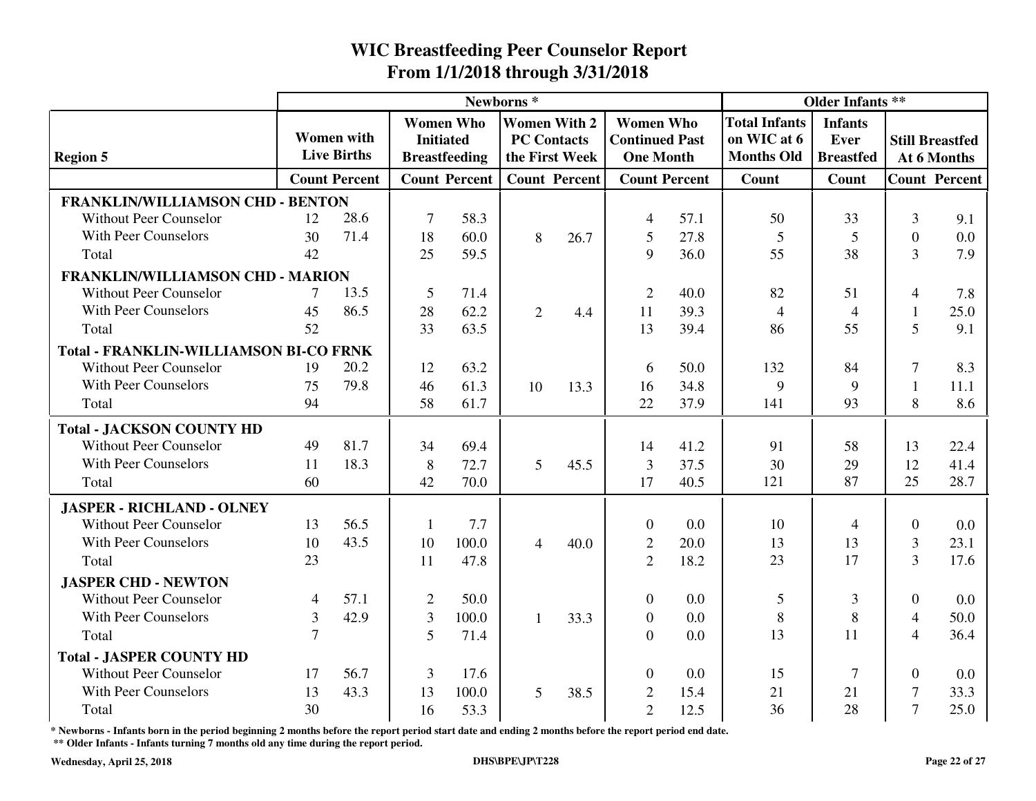# WIC Breastfeeding Peer Counselor Report
## From 1/1/2018 through 3/31/2018

| Region 5 | Newborns * | | | | | | | | Older Infants ** | | | |
|---|---|---|---|---|---|---|---|---|---|---|---|---|
| | Women with Live Births | | Women Who Initiated Breastfeeding | | Women With 2 PC Contacts the First Week | | Women Who Continued Past One Month | | Total Infants on WIC at 6 Months Old | Infants Ever Breastfed | Still Breastfed At 6 Months | |
| | Count | Percent | Count | Percent | Count | Percent | Count | Percent | Count | Count | Count | Percent |
| **FRANKLIN/WILLIAMSON CHD - BENTON** | | | | | | | | | | | | |
| Without Peer Counselor | 12 | 28.6 | 7 | 58.3 | | | 4 | 57.1 | 50 | 33 | 3 | 9.1 |
| With Peer Counselors | 30 | 71.4 | 18 | 60.0 | 8 | 26.7 | 5 | 27.8 | 5 | 5 | 0 | 0.0 |
| Total | 42 | | 25 | 59.5 | | | 9 | 36.0 | 55 | 38 | 3 | 7.9 |
| **FRANKLIN/WILLIAMSON CHD - MARION** | | | | | | | | | | | | |
| Without Peer Counselor | 7 | 13.5 | 5 | 71.4 | | | 2 | 40.0 | 82 | 51 | 4 | 7.8 |
| With Peer Counselors | 45 | 86.5 | 28 | 62.2 | 2 | 4.4 | 11 | 39.3 | 4 | 4 | 1 | 25.0 |
| Total | 52 | | 33 | 63.5 | | | 13 | 39.4 | 86 | 55 | 5 | 9.1 |
| **Total - FRANKLIN-WILLIAMSON BI-CO FRNK** | | | | | | | | | | | | |
| Without Peer Counselor | 19 | 20.2 | 12 | 63.2 | | | 6 | 50.0 | 132 | 84 | 7 | 8.3 |
| With Peer Counselors | 75 | 79.8 | 46 | 61.3 | 10 | 13.3 | 16 | 34.8 | 9 | 9 | 1 | 11.1 |
| Total | 94 | | 58 | 61.7 | | | 22 | 37.9 | 141 | 93 | 8 | 8.6 |
| **Total - JACKSON COUNTY HD** | | | | | | | | | | | | |
| Without Peer Counselor | 49 | 81.7 | 34 | 69.4 | | | 14 | 41.2 | 91 | 58 | 13 | 22.4 |
| With Peer Counselors | 11 | 18.3 | 8 | 72.7 | 5 | 45.5 | 3 | 37.5 | 30 | 29 | 12 | 41.4 |
| Total | 60 | | 42 | 70.0 | | | 17 | 40.5 | 121 | 87 | 25 | 28.7 |
| **JASPER - RICHLAND - OLNEY** | | | | | | | | | | | | |
| Without Peer Counselor | 13 | 56.5 | 1 | 7.7 | | | 0 | 0.0 | 10 | 4 | 0 | 0.0 |
| With Peer Counselors | 10 | 43.5 | 10 | 100.0 | 4 | 40.0 | 2 | 20.0 | 13 | 13 | 3 | 23.1 |
| Total | 23 | | 11 | 47.8 | | | 2 | 18.2 | 23 | 17 | 3 | 17.6 |
| **JASPER CHD - NEWTON** | | | | | | | | | | | | |
| Without Peer Counselor | 4 | 57.1 | 2 | 50.0 | | | 0 | 0.0 | 5 | 3 | 0 | 0.0 |
| With Peer Counselors | 3 | 42.9 | 3 | 100.0 | 1 | 33.3 | 0 | 0.0 | 8 | 8 | 4 | 50.0 |
| Total | 7 | | 5 | 71.4 | | | 0 | 0.0 | 13 | 11 | 4 | 36.4 |
| **Total - JASPER COUNTY HD** | | | | | | | | | | | | |
| Without Peer Counselor | 17 | 56.7 | 3 | 17.6 | | | 0 | 0.0 | 15 | 7 | 0 | 0.0 |
| With Peer Counselors | 13 | 43.3 | 13 | 100.0 | 5 | 38.5 | 2 | 15.4 | 21 | 21 | 7 | 33.3 |
| Total | 30 | | 16 | 53.3 | | | 2 | 12.5 | 36 | 28 | 7 | 25.0 |

**\* Newborns - Infants born in the period beginning 2 months before the report period start date and ending 2 months before the report period end date.**

**\*\* Older Infants - Infants turning 7 months old any time during the report period.**

**Wednesday, April 25, 2018** **DHS\BPE\JP\T228**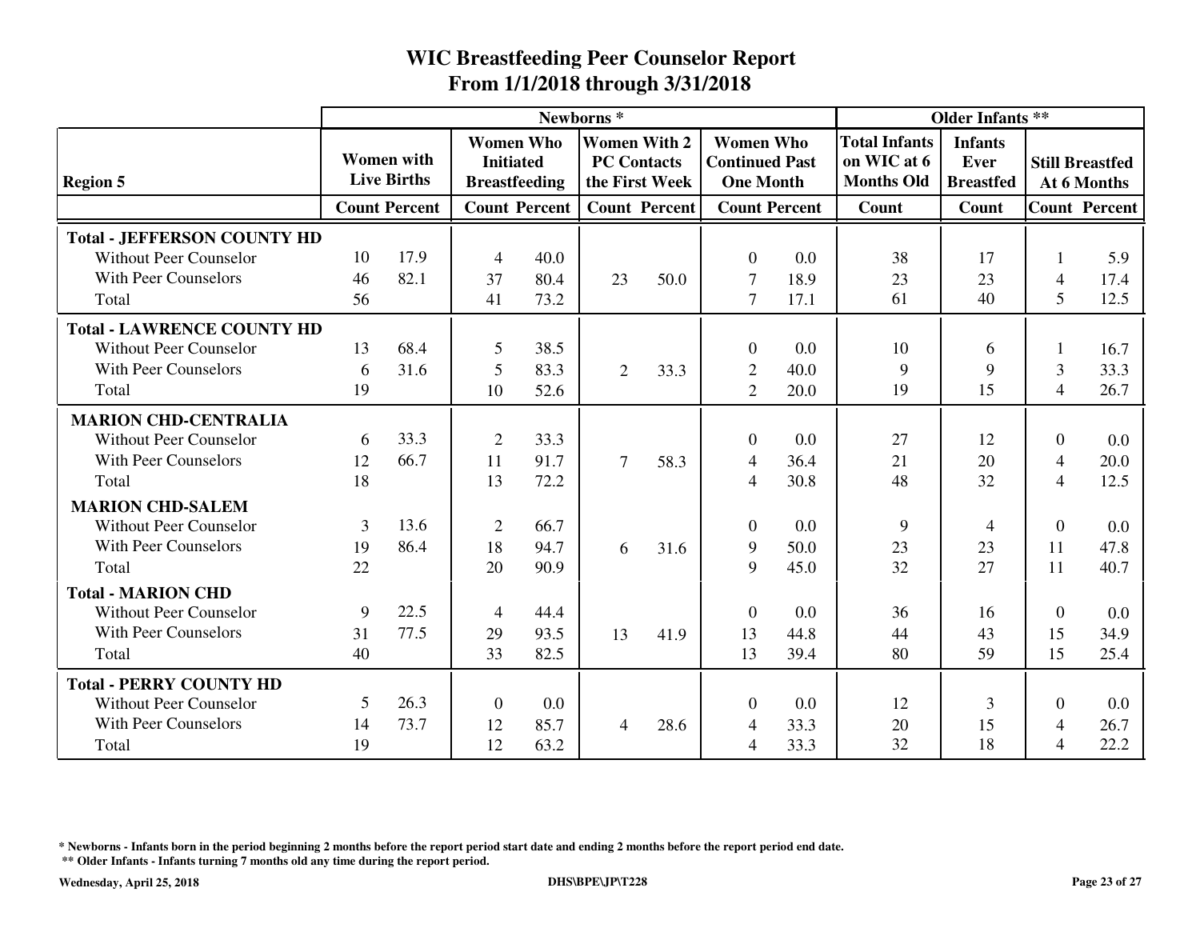# WIC Breastfeeding Peer Counselor Report
## From 1/1/2018 through 3/31/2018

| | Newborns * | | | | | | | | Older Infants ** | | | |
|---|---|---|---|---|---|---|---|---|---|---|---|---|
| **Region 5** | Women with Live Births | | Women Who Initiated Breastfeeding | | Women With 2 PC Contacts the First Week | | Women Who Continued Past One Month | | Total Infants on WIC at 6 Months Old | Infants Ever Breastfed | Still Breastfed At 6 Months | |
| | Count | Percent | Count | Percent | Count | Percent | Count | Percent | Count | Count | Count | Percent |
| **Total - JEFFERSON COUNTY HD** | | | | | | | | | | | | |
| Without Peer Counselor | 10 | 17.9 | 4 | 40.0 | | | 0 | 0.0 | 38 | 17 | 1 | 5.9 |
| With Peer Counselors | 46 | 82.1 | 37 | 80.4 | 23 | 50.0 | 7 | 18.9 | 23 | 23 | 4 | 17.4 |
| Total | 56 | | 41 | 73.2 | | | 7 | 17.1 | 61 | 40 | 5 | 12.5 |
| **Total - LAWRENCE COUNTY HD** | | | | | | | | | | | | |
| Without Peer Counselor | 13 | 68.4 | 5 | 38.5 | | | 0 | 0.0 | 10 | 6 | 1 | 16.7 |
| With Peer Counselors | 6 | 31.6 | 5 | 83.3 | 2 | 33.3 | 2 | 40.0 | 9 | 9 | 3 | 33.3 |
| Total | 19 | | 10 | 52.6 | | | 2 | 20.0 | 19 | 15 | 4 | 26.7 |
| **MARION CHD-CENTRALIA** | | | | | | | | | | | | |
| Without Peer Counselor | 6 | 33.3 | 2 | 33.3 | | | 0 | 0.0 | 27 | 12 | 0 | 0.0 |
| With Peer Counselors | 12 | 66.7 | 11 | 91.7 | 7 | 58.3 | 4 | 36.4 | 21 | 20 | 4 | 20.0 |
| Total | 18 | | 13 | 72.2 | | | 4 | 30.8 | 48 | 32 | 4 | 12.5 |
| **MARION CHD-SALEM** | | | | | | | | | | | | |
| Without Peer Counselor | 3 | 13.6 | 2 | 66.7 | | | 0 | 0.0 | 9 | 4 | 0 | 0.0 |
| With Peer Counselors | 19 | 86.4 | 18 | 94.7 | 6 | 31.6 | 9 | 50.0 | 23 | 23 | 11 | 47.8 |
| Total | 22 | | 20 | 90.9 | | | 9 | 45.0 | 32 | 27 | 11 | 40.7 |
| **Total - MARION CHD** | | | | | | | | | | | | |
| Without Peer Counselor | 9 | 22.5 | 4 | 44.4 | | | 0 | 0.0 | 36 | 16 | 0 | 0.0 |
| With Peer Counselors | 31 | 77.5 | 29 | 93.5 | 13 | 41.9 | 13 | 44.8 | 44 | 43 | 15 | 34.9 |
| Total | 40 | | 33 | 82.5 | | | 13 | 39.4 | 80 | 59 | 15 | 25.4 |
| **Total - PERRY COUNTY HD** | | | | | | | | | | | | |
| Without Peer Counselor | 5 | 26.3 | 0 | 0.0 | | | 0 | 0.0 | 12 | 3 | 0 | 0.0 |
| With Peer Counselors | 14 | 73.7 | 12 | 85.7 | 4 | 28.6 | 4 | 33.3 | 20 | 15 | 4 | 26.7 |
| Total | 19 | | 12 | 63.2 | | | 4 | 33.3 | 32 | 18 | 4 | 22.2 |

**\* Newborns - Infants born in the period beginning 2 months before the report period start date and ending 2 months before the report period end date.**

**\*\* Older Infants - Infants turning 7 months old any time during the report period.**

**Wednesday, April 25, 2018** | **DHS\BPE\JP\T228**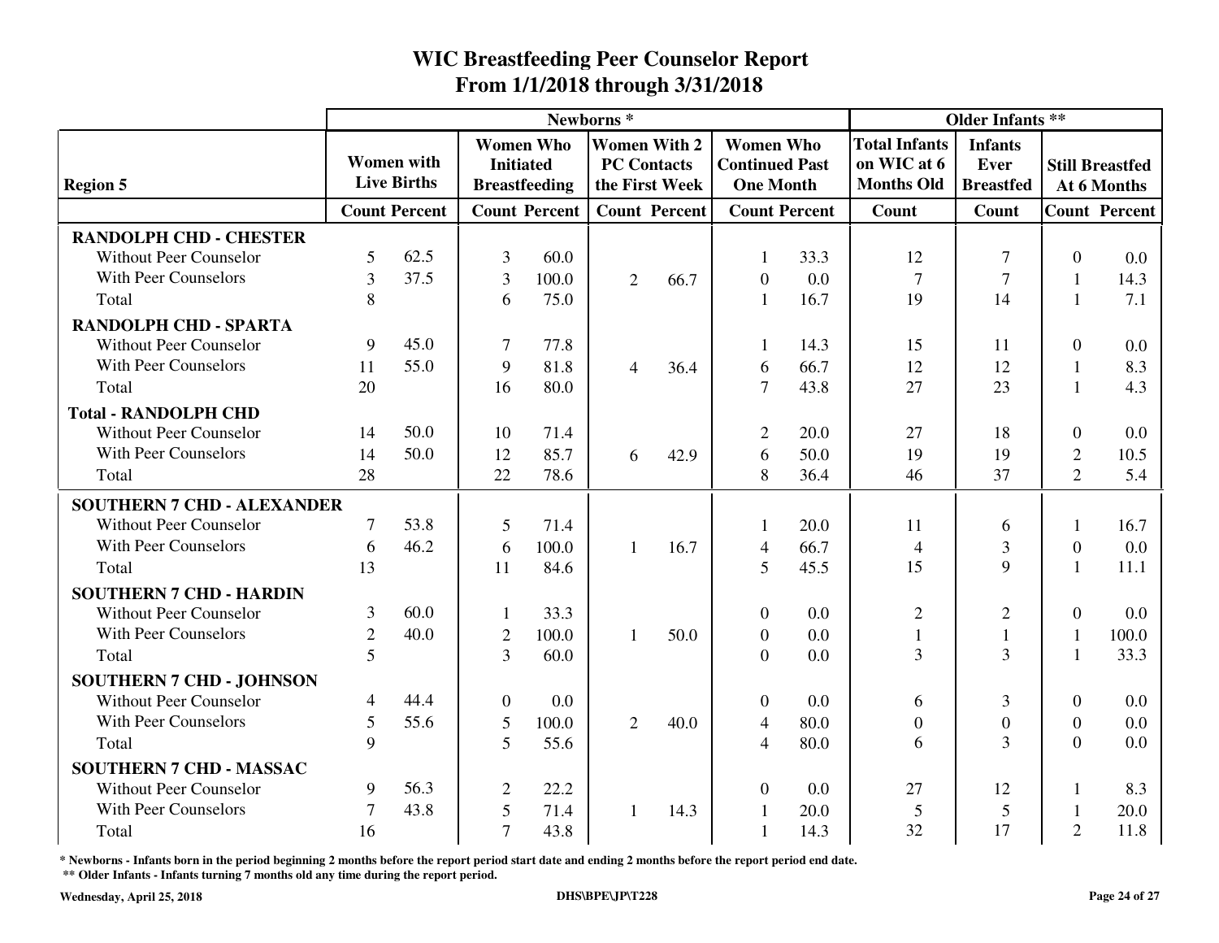# WIC Breastfeeding Peer Counselor Report
## From 1/1/2018 through 3/31/2018

| Region 5 | Newborns * | | | | | | | | Older Infants ** | | | |
|---|---|---|---|---|---|---|---|---|---|---|---|---|
| | Women with Live Births | | Women Who Initiated Breastfeeding | | Women With 2 PC Contacts the First Week | | Women Who Continued Past One Month | | Total Infants on WIC at 6 Months Old | Infants Ever Breastfed | Still Breastfed At 6 Months | |
| | Count | Percent | Count | Percent | Count | Percent | Count | Percent | Count | Count | Count | Percent |
| **RANDOLPH CHD - CHESTER** | | | | | | | | | | | | |
| Without Peer Counselor | 5 | 62.5 | 3 | 60.0 | | | 1 | 33.3 | 12 | 7 | 0 | 0.0 |
| With Peer Counselors | 3 | 37.5 | 3 | 100.0 | 2 | 66.7 | 0 | 0.0 | 7 | 7 | 1 | 14.3 |
| Total | 8 | | 6 | 75.0 | | | 1 | 16.7 | 19 | 14 | 1 | 7.1 |
| **RANDOLPH CHD - SPARTA** | | | | | | | | | | | | |
| Without Peer Counselor | 9 | 45.0 | 7 | 77.8 | | | 1 | 14.3 | 15 | 11 | 0 | 0.0 |
| With Peer Counselors | 11 | 55.0 | 9 | 81.8 | 4 | 36.4 | 6 | 66.7 | 12 | 12 | 1 | 8.3 |
| Total | 20 | | 16 | 80.0 | | | 7 | 43.8 | 27 | 23 | 1 | 4.3 |
| **Total - RANDOLPH CHD** | | | | | | | | | | | | |
| Without Peer Counselor | 14 | 50.0 | 10 | 71.4 | | | 2 | 20.0 | 27 | 18 | 0 | 0.0 |
| With Peer Counselors | 14 | 50.0 | 12 | 85.7 | 6 | 42.9 | 6 | 50.0 | 19 | 19 | 2 | 10.5 |
| Total | 28 | | 22 | 78.6 | | | 8 | 36.4 | 46 | 37 | 2 | 5.4 |
| **SOUTHERN 7 CHD - ALEXANDER** | | | | | | | | | | | | |
| Without Peer Counselor | 7 | 53.8 | 5 | 71.4 | | | 1 | 20.0 | 11 | 6 | 1 | 16.7 |
| With Peer Counselors | 6 | 46.2 | 6 | 100.0 | 1 | 16.7 | 4 | 66.7 | 4 | 3 | 0 | 0.0 |
| Total | 13 | | 11 | 84.6 | | | 5 | 45.5 | 15 | 9 | 1 | 11.1 |
| **SOUTHERN 7 CHD - HARDIN** | | | | | | | | | | | | |
| Without Peer Counselor | 3 | 60.0 | 1 | 33.3 | | | 0 | 0.0 | 2 | 2 | 0 | 0.0 |
| With Peer Counselors | 2 | 40.0 | 2 | 100.0 | 1 | 50.0 | 0 | 0.0 | 1 | 1 | 1 | 100.0 |
| Total | 5 | | 3 | 60.0 | | | 0 | 0.0 | 3 | 3 | 1 | 33.3 |
| **SOUTHERN 7 CHD - JOHNSON** | | | | | | | | | | | | |
| Without Peer Counselor | 4 | 44.4 | 0 | 0.0 | | | 0 | 0.0 | 6 | 3 | 0 | 0.0 |
| With Peer Counselors | 5 | 55.6 | 5 | 100.0 | 2 | 40.0 | 4 | 80.0 | 0 | 0 | 0 | 0.0 |
| Total | 9 | | 5 | 55.6 | | | 4 | 80.0 | 6 | 3 | 0 | 0.0 |
| **SOUTHERN 7 CHD - MASSAC** | | | | | | | | | | | | |
| Without Peer Counselor | 9 | 56.3 | 2 | 22.2 | | | 0 | 0.0 | 27 | 12 | 1 | 8.3 |
| With Peer Counselors | 7 | 43.8 | 5 | 71.4 | 1 | 14.3 | 1 | 20.0 | 5 | 5 | 1 | 20.0 |
| Total | 16 | | 7 | 43.8 | | | 1 | 14.3 | 32 | 17 | 2 | 11.8 |

**\* Newborns - Infants born in the period beginning 2 months before the report period start date and ending 2 months before the report period end date.**

**\*\* Older Infants - Infants turning 7 months old any time during the report period.**

**Wednesday, April 25, 2018** **DHS\BPE\JP\T228**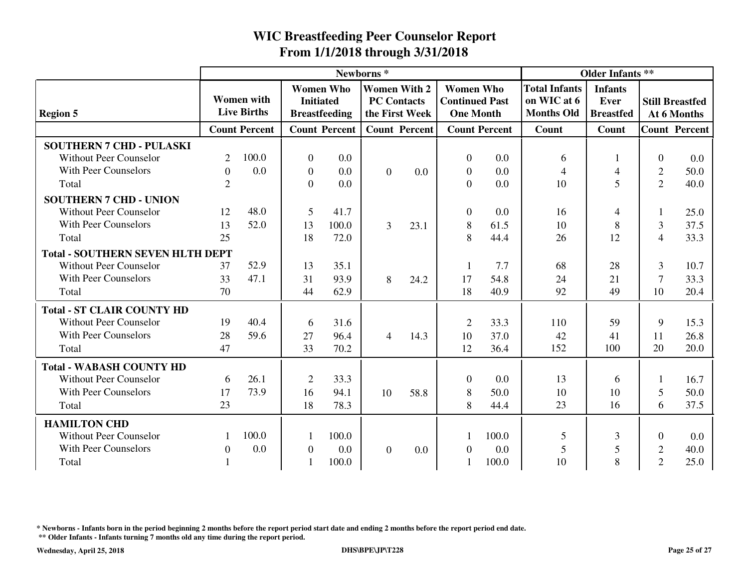# WIC Breastfeeding Peer Counselor Report
## From 1/1/2018 through 3/31/2018

| | Newborns * | | | | | | | | Older Infants ** | | | |
|---|---|---|---|---|---|---|---|---|---|---|---|---|
| **Region 5** | Women with Live Births | | Women Who Initiated Breastfeeding | | Women With 2 PC Contacts the First Week | | Women Who Continued Past One Month | | Total Infants on WIC at 6 Months Old | Infants Ever Breastfed | Still Breastfed At 6 Months | |
| | Count | Percent | Count | Percent | Count | Percent | Count | Percent | Count | Count | Count | Percent |
| **SOUTHERN 7 CHD - PULASKI** | | | | | | | | | | | | |
| Without Peer Counselor | 2 | 100.0 | 0 | 0.0 | | | 0 | 0.0 | 6 | 1 | 0 | 0.0 |
| With Peer Counselors | 0 | 0.0 | 0 | 0.0 | 0 | 0.0 | 0 | 0.0 | 4 | 4 | 2 | 50.0 |
| Total | 2 | | 0 | 0.0 | | | 0 | 0.0 | 10 | 5 | 2 | 40.0 |
| **SOUTHERN 7 CHD - UNION** | | | | | | | | | | | | |
| Without Peer Counselor | 12 | 48.0 | 5 | 41.7 | | | 0 | 0.0 | 16 | 4 | 1 | 25.0 |
| With Peer Counselors | 13 | 52.0 | 13 | 100.0 | 3 | 23.1 | 8 | 61.5 | 10 | 8 | 3 | 37.5 |
| Total | 25 | | 18 | 72.0 | | | 8 | 44.4 | 26 | 12 | 4 | 33.3 |
| **Total - SOUTHERN SEVEN HLTH DEPT** | | | | | | | | | | | | |
| Without Peer Counselor | 37 | 52.9 | 13 | 35.1 | | | 1 | 7.7 | 68 | 28 | 3 | 10.7 |
| With Peer Counselors | 33 | 47.1 | 31 | 93.9 | 8 | 24.2 | 17 | 54.8 | 24 | 21 | 7 | 33.3 |
| Total | 70 | | 44 | 62.9 | | | 18 | 40.9 | 92 | 49 | 10 | 20.4 |
| **Total - ST CLAIR COUNTY HD** | | | | | | | | | | | | |
| Without Peer Counselor | 19 | 40.4 | 6 | 31.6 | | | 2 | 33.3 | 110 | 59 | 9 | 15.3 |
| With Peer Counselors | 28 | 59.6 | 27 | 96.4 | 4 | 14.3 | 10 | 37.0 | 42 | 41 | 11 | 26.8 |
| Total | 47 | | 33 | 70.2 | | | 12 | 36.4 | 152 | 100 | 20 | 20.0 |
| **Total - WABASH COUNTY HD** | | | | | | | | | | | | |
| Without Peer Counselor | 6 | 26.1 | 2 | 33.3 | | | 0 | 0.0 | 13 | 6 | 1 | 16.7 |
| With Peer Counselors | 17 | 73.9 | 16 | 94.1 | 10 | 58.8 | 8 | 50.0 | 10 | 10 | 5 | 50.0 |
| Total | 23 | | 18 | 78.3 | | | 8 | 44.4 | 23 | 16 | 6 | 37.5 |
| **HAMILTON CHD** | | | | | | | | | | | | |
| Without Peer Counselor | 1 | 100.0 | 1 | 100.0 | | | 1 | 100.0 | 5 | 3 | 0 | 0.0 |
| With Peer Counselors | 0 | 0.0 | 0 | 0.0 | 0 | 0.0 | 0 | 0.0 | 5 | 5 | 2 | 40.0 |
| Total | 1 | | 1 | 100.0 | | | 1 | 100.0 | 10 | 8 | 2 | 25.0 |

**\* Newborns - Infants born in the period beginning 2 months before the report period start date and ending 2 months before the report period end date.**

**\*\* Older Infants - Infants turning 7 months old any time during the report period.**

**Wednesday, April 25, 2018** **DHS\BPE\JP\T228**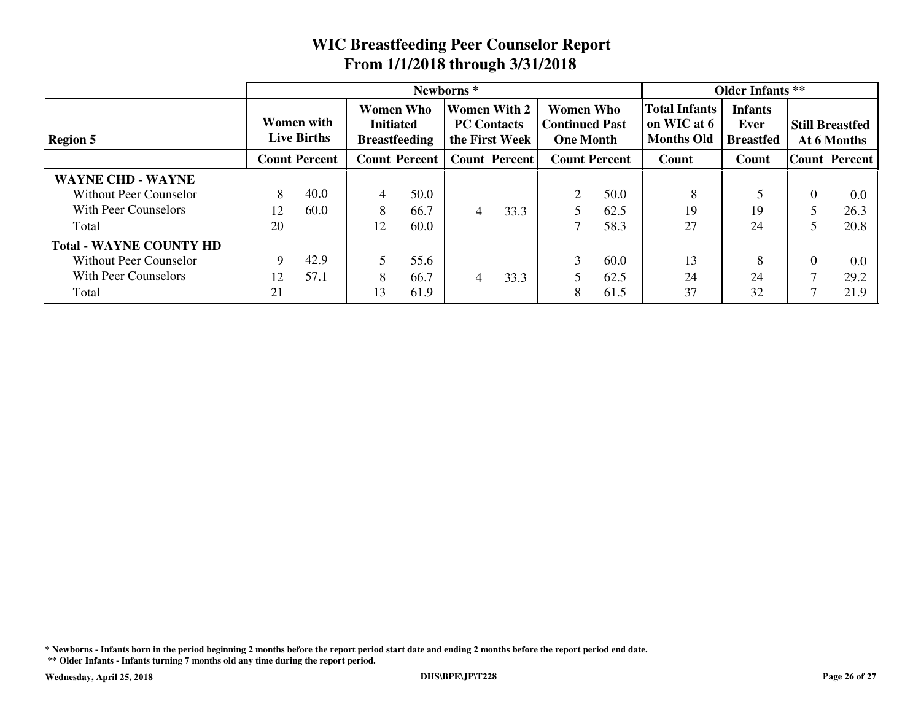# WIC Breastfeeding Peer Counselor Report
## From 1/1/2018 through 3/31/2018

| Region 5 | Newborns * | | | | | | | | Older Infants ** | | | |
|---|---|---|---|---|---|---|---|---|---|---|---|---|
| | Women with Live Births | | Women Who Initiated Breastfeeding | | Women With 2 PC Contacts the First Week | | Women Who Continued Past One Month | | Total Infants on WIC at 6 Months Old | Infants Ever Breastfed | Still Breastfed At 6 Months | |
| | Count | Percent | Count | Percent | Count | Percent | Count | Percent | Count | Count | Count | Percent |
| **WAYNE CHD - WAYNE** | | | | | | | | | | | | |
| Without Peer Counselor | 8 | 40.0 | 4 | 50.0 | | | 2 | 50.0 | 8 | 5 | 0 | 0.0 |
| With Peer Counselors | 12 | 60.0 | 8 | 66.7 | 4 | 33.3 | 5 | 62.5 | 19 | 19 | 5 | 26.3 |
| Total | 20 | | 12 | 60.0 | | | 7 | 58.3 | 27 | 24 | 5 | 20.8 |
| **Total - WAYNE COUNTY HD** | | | | | | | | | | | | |
| Without Peer Counselor | 9 | 42.9 | 5 | 55.6 | | | 3 | 60.0 | 13 | 8 | 0 | 0.0 |
| With Peer Counselors | 12 | 57.1 | 8 | 66.7 | 4 | 33.3 | 5 | 62.5 | 24 | 24 | 7 | 29.2 |
| Total | 21 | | 13 | 61.9 | | | 8 | 61.5 | 37 | 32 | 7 | 21.9 |

**\* Newborns - Infants born in the period beginning 2 months before the report period start date and ending 2 months before the report period end date.**

**\*\* Older Infants - Infants turning 7 months old any time during the report period.**

**Wednesday, April 25, 2018** **DHS\BPE\JP\T228**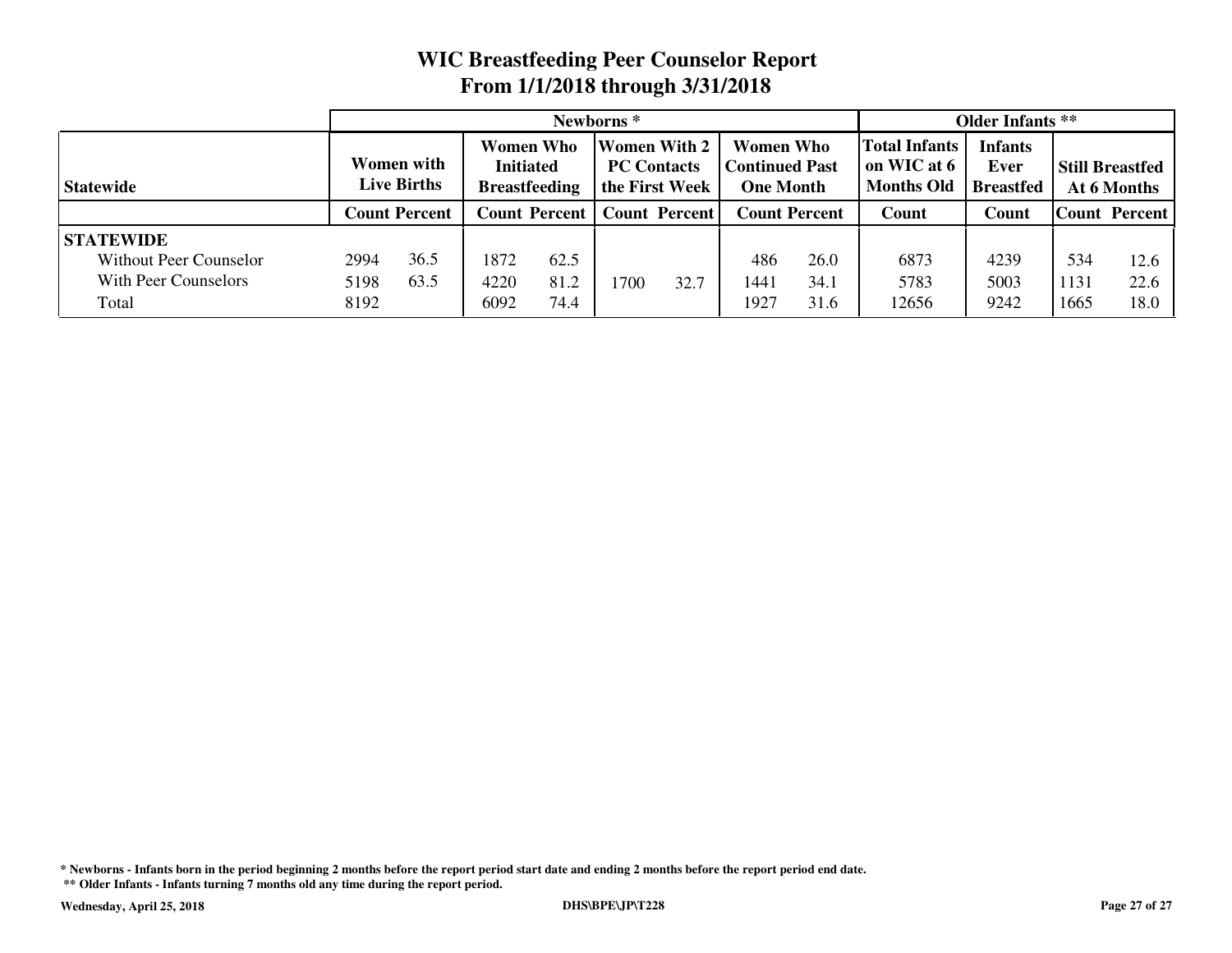# WIC Breastfeeding Peer Counselor Report
## From 1/1/2018 through 3/31/2018

| Statewide | Newborns * | | | | | | | | Older Infants ** | | | |
|---|---|---|---|---|---|---|---|---|---|---|---|---|
| | Women with Live Births | | Women Who Initiated Breastfeeding | | Women With 2 PC Contacts the First Week | | Women Who Continued Past One Month | | Total Infants on WIC at 6 Months Old | Infants Ever Breastfed | Still Breastfed At 6 Months | |
| | Count | Percent | Count | Percent | Count | Percent | Count | Percent | Count | Count | Count | Percent |
| **STATEWIDE** | | | | | | | | | | | | |
| Without Peer Counselor | 2994 | 36.5 | 1872 | 62.5 | | | 486 | 26.0 | 6873 | 4239 | 534 | 12.6 |
| With Peer Counselors | 5198 | 63.5 | 4220 | 81.2 | 1700 | 32.7 | 1441 | 34.1 | 5783 | 5003 | 1131 | 22.6 |
| Total | 8192 | | 6092 | 74.4 | | | 1927 | 31.6 | 12656 | 9242 | 1665 | 18.0 |

**\* Newborns - Infants born in the period beginning 2 months before the report period start date and ending 2 months before the report period end date.**

**\*\* Older Infants - Infants turning 7 months old any time during the report period.**

**Wednesday, April 25, 2018** **DHS\BPE\JP\T228**